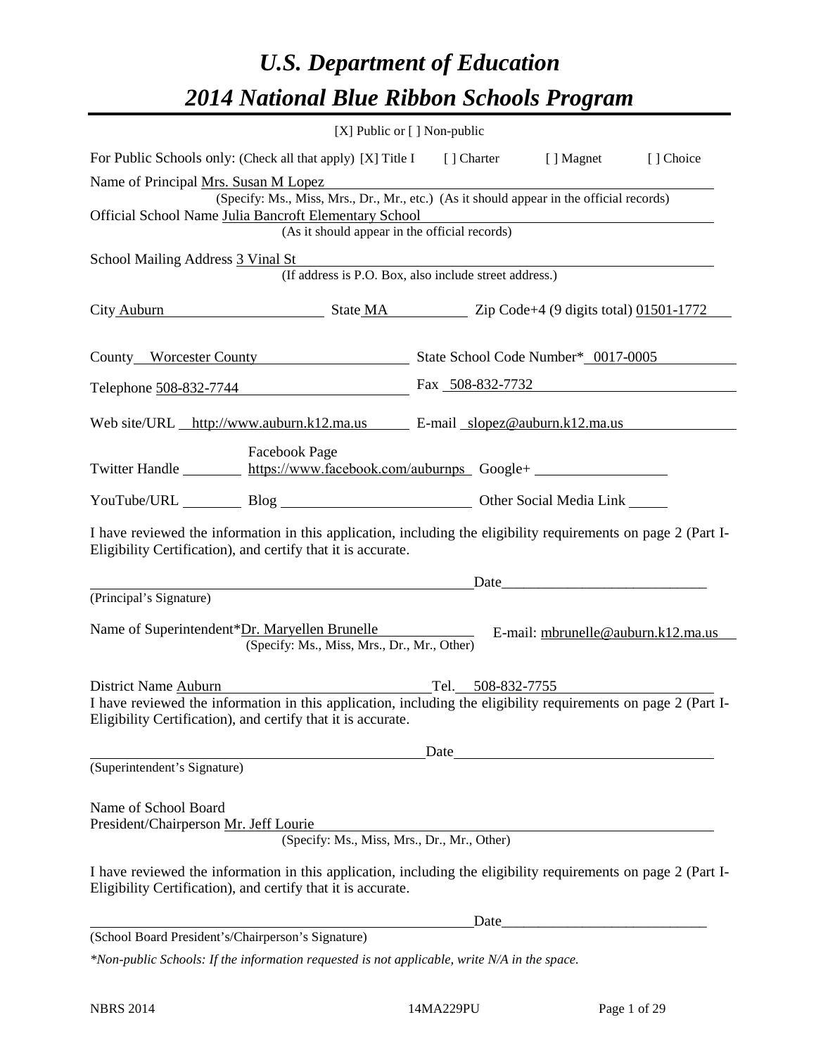# *U.S. Department of Education*
# *2014 National Blue Ribbon Schools Program*

[X] Public or [ ] Non-public

For Public Schools only: (Check all that apply) [X] Title I [ ] Charter [ ] Magnet [ ] Choice

Name of Principal Mrs. Susan M Lopez
(Specify: Ms., Miss, Mrs., Dr., Mr., etc.) (As it should appear in the official records)

Official School Name Julia Bancroft Elementary School
(As it should appear in the official records)

School Mailing Address 3 Vinal St
(If address is P.O. Box, also include street address.)

City Auburn State MA Zip Code+4 (9 digits total) 01501-1772

County Worcester County State School Code Number* 0017-0005

Telephone 508-832-7744 Fax 508-832-7732

Web site/URL http://www.auburn.k12.ma.us E-mail slopez@auburn.k12.ma.us

Twitter Handle ________ Facebook Page https://www.facebook.com/auburnps Google+ ________

YouTube/URL ________ Blog ________ Other Social Media Link ________

I have reviewed the information in this application, including the eligibility requirements on page 2 (Part I-Eligibility Certification), and certify that it is accurate.

_______________________________________ Date_______________________

(Principal's Signature)

Name of Superintendent*Dr. Maryellen Brunelle E-mail: mbrunelle@auburn.k12.ma.us
(Specify: Ms., Miss, Mrs., Dr., Mr., Other)

District Name Auburn Tel. 508-832-7755

I have reviewed the information in this application, including the eligibility requirements on page 2 (Part I-Eligibility Certification), and certify that it is accurate.

_______________________________________ Date_______________________

(Superintendent's Signature)

Name of School Board
President/Chairperson Mr. Jeff Lourie
(Specify: Ms., Miss, Mrs., Dr., Mr., Other)

I have reviewed the information in this application, including the eligibility requirements on page 2 (Part I-Eligibility Certification), and certify that it is accurate.

_______________________________________ Date_______________________

(School Board President's/Chairperson's Signature)

*\*Non-public Schools: If the information requested is not applicable, write N/A in the space.*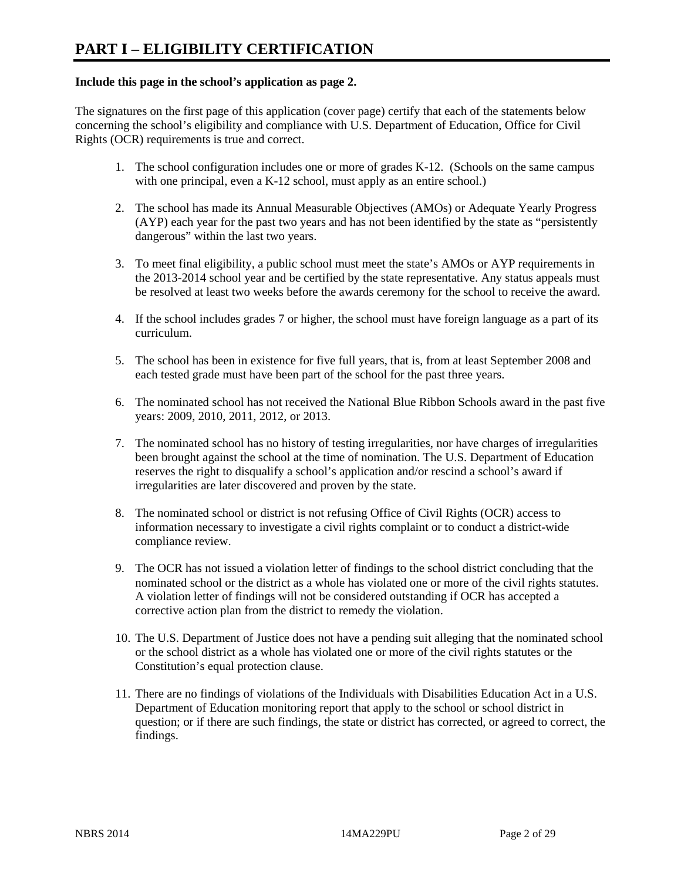# PART I – ELIGIBILITY CERTIFICATION

**Include this page in the school's application as page 2.**

The signatures on the first page of this application (cover page) certify that each of the statements below concerning the school's eligibility and compliance with U.S. Department of Education, Office for Civil Rights (OCR) requirements is true and correct.

1. The school configuration includes one or more of grades K-12. (Schools on the same campus with one principal, even a K-12 school, must apply as an entire school.)

2. The school has made its Annual Measurable Objectives (AMOs) or Adequate Yearly Progress (AYP) each year for the past two years and has not been identified by the state as "persistently dangerous" within the last two years.

3. To meet final eligibility, a public school must meet the state's AMOs or AYP requirements in the 2013-2014 school year and be certified by the state representative. Any status appeals must be resolved at least two weeks before the awards ceremony for the school to receive the award.

4. If the school includes grades 7 or higher, the school must have foreign language as a part of its curriculum.

5. The school has been in existence for five full years, that is, from at least September 2008 and each tested grade must have been part of the school for the past three years.

6. The nominated school has not received the National Blue Ribbon Schools award in the past five years: 2009, 2010, 2011, 2012, or 2013.

7. The nominated school has no history of testing irregularities, nor have charges of irregularities been brought against the school at the time of nomination. The U.S. Department of Education reserves the right to disqualify a school's application and/or rescind a school's award if irregularities are later discovered and proven by the state.

8. The nominated school or district is not refusing Office of Civil Rights (OCR) access to information necessary to investigate a civil rights complaint or to conduct a district-wide compliance review.

9. The OCR has not issued a violation letter of findings to the school district concluding that the nominated school or the district as a whole has violated one or more of the civil rights statutes. A violation letter of findings will not be considered outstanding if OCR has accepted a corrective action plan from the district to remedy the violation.

10. The U.S. Department of Justice does not have a pending suit alleging that the nominated school or the school district as a whole has violated one or more of the civil rights statutes or the Constitution's equal protection clause.

11. There are no findings of violations of the Individuals with Disabilities Education Act in a U.S. Department of Education monitoring report that apply to the school or school district in question; or if there are such findings, the state or district has corrected, or agreed to correct, the findings.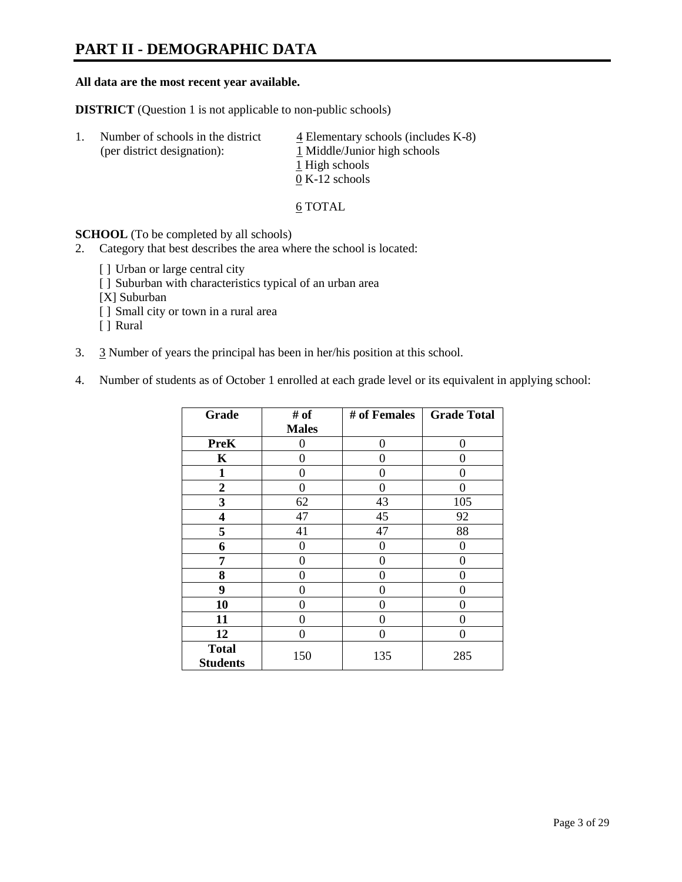# PART II - DEMOGRAPHIC DATA

**All data are the most recent year available.**

**DISTRICT** (Question 1 is not applicable to non-public schools)

1. Number of schools in the district (per district designation):
   4 Elementary schools (includes K-8)
   1 Middle/Junior high schools
   1 High schools
   0 K-12 schools

   6 TOTAL

**SCHOOL** (To be completed by all schools)

2. Category that best describes the area where the school is located:

   [ ] Urban or large central city
   [ ] Suburban with characteristics typical of an urban area
   [X] Suburban
   [ ] Small city or town in a rural area
   [ ] Rural

3. 3 Number of years the principal has been in her/his position at this school.

4. Number of students as of October 1 enrolled at each grade level or its equivalent in applying school:

| Grade | # of Males | # of Females | Grade Total |
|---|---|---|---|
| **PreK** | 0 | 0 | 0 |
| **K** | 0 | 0 | 0 |
| **1** | 0 | 0 | 0 |
| **2** | 0 | 0 | 0 |
| **3** | 62 | 43 | 105 |
| **4** | 47 | 45 | 92 |
| **5** | 41 | 47 | 88 |
| **6** | 0 | 0 | 0 |
| **7** | 0 | 0 | 0 |
| **8** | 0 | 0 | 0 |
| **9** | 0 | 0 | 0 |
| **10** | 0 | 0 | 0 |
| **11** | 0 | 0 | 0 |
| **12** | 0 | 0 | 0 |
| **Total Students** | 150 | 135 | 285 |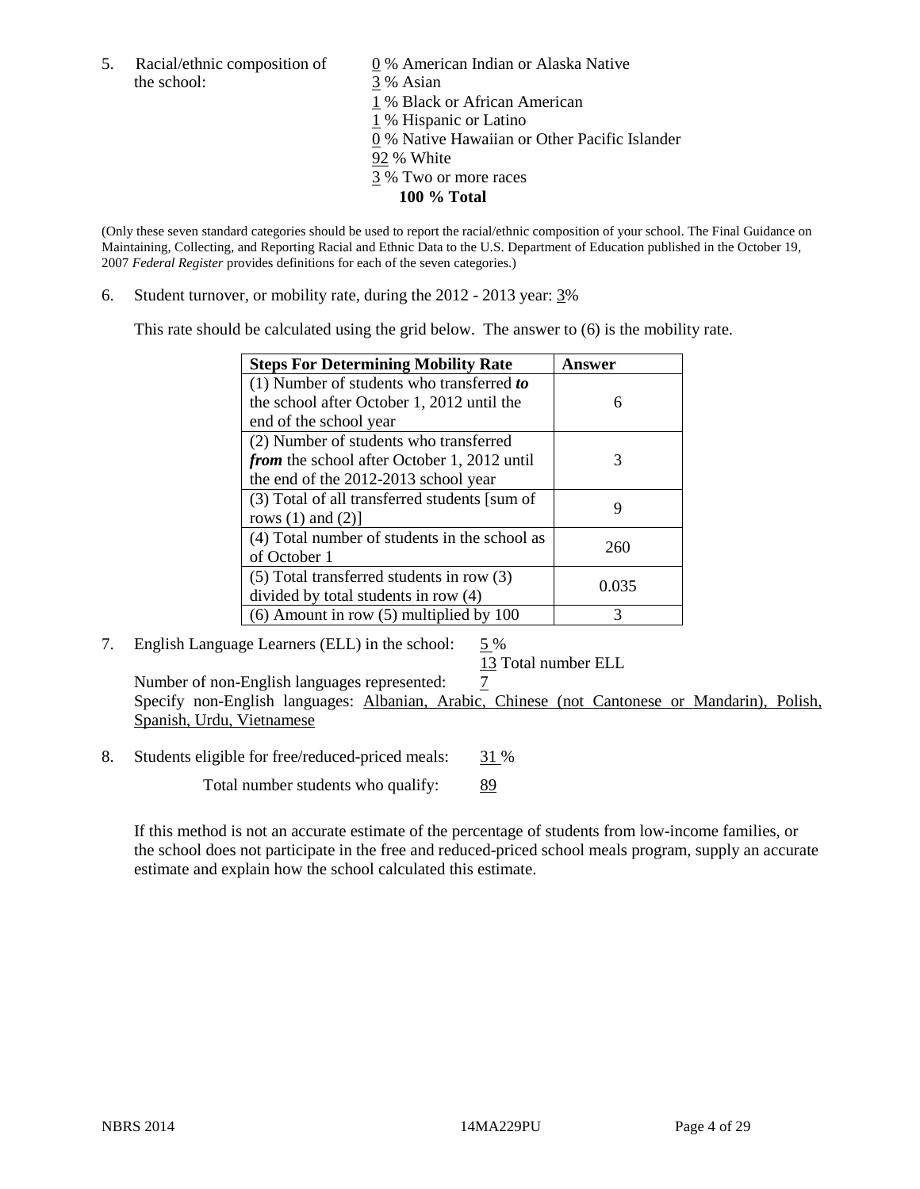5. Racial/ethnic composition of the school:

0 % American Indian or Alaska Native
3 % Asian
1 % Black or African American
1 % Hispanic or Latino
0 % Native Hawaiian or Other Pacific Islander
92 % White
3 % Two or more races
**100 % Total**

(Only these seven standard categories should be used to report the racial/ethnic composition of your school. The Final Guidance on Maintaining, Collecting, and Reporting Racial and Ethnic Data to the U.S. Department of Education published in the October 19, 2007 *Federal Register* provides definitions for each of the seven categories.)

6. Student turnover, or mobility rate, during the 2012 - 2013 year: 3%

This rate should be calculated using the grid below. The answer to (6) is the mobility rate.

| **Steps For Determining Mobility Rate** | **Answer** |
|---|---|
| (1) Number of students who transferred ***to*** the school after October 1, 2012 until the end of the school year | 6 |
| (2) Number of students who transferred ***from*** the school after October 1, 2012 until the end of the 2012-2013 school year | 3 |
| (3) Total of all transferred students [sum of rows (1) and (2)] | 9 |
| (4) Total number of students in the school as of October 1 | 260 |
| (5) Total transferred students in row (3) divided by total students in row (4) | 0.035 |
| (6) Amount in row (5) multiplied by 100 | 3 |

7. English Language Learners (ELL) in the school: 5 %
13 Total number ELL
Number of non-English languages represented: 7
Specify non-English languages: Albanian, Arabic, Chinese (not Cantonese or Mandarin), Polish, Spanish, Urdu, Vietnamese

8. Students eligible for free/reduced-priced meals: 31 %
Total number students who qualify: 89

If this method is not an accurate estimate of the percentage of students from low-income families, or the school does not participate in the free and reduced-priced school meals program, supply an accurate estimate and explain how the school calculated this estimate.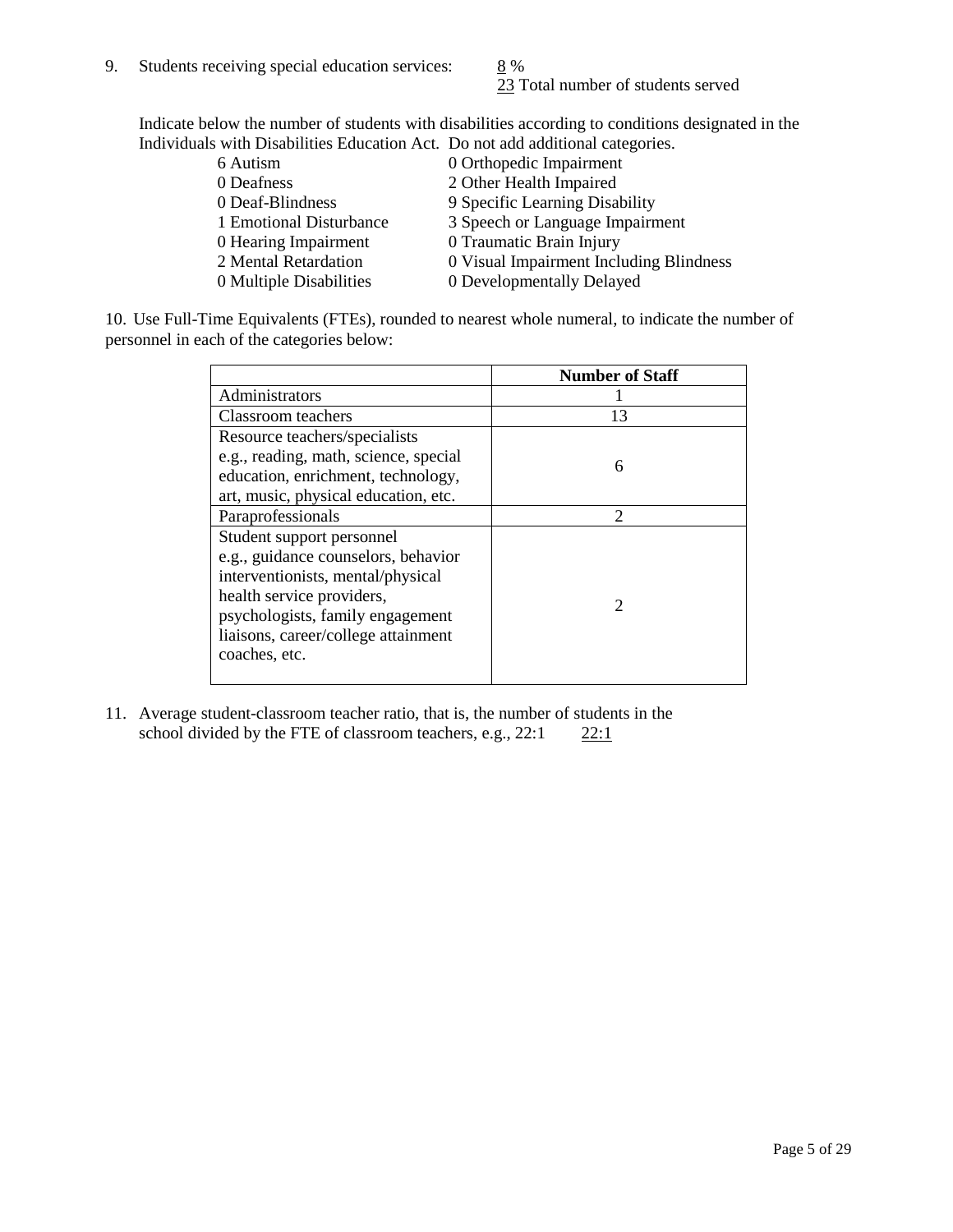9. Students receiving special education services: 8 %
   23 Total number of students served

   Indicate below the number of students with disabilities according to conditions designated in the Individuals with Disabilities Education Act. Do not add additional categories.

| | |
|---|---|
| 6 Autism | 0 Orthopedic Impairment |
| 0 Deafness | 2 Other Health Impaired |
| 0 Deaf-Blindness | 9 Specific Learning Disability |
| 1 Emotional Disturbance | 3 Speech or Language Impairment |
| 0 Hearing Impairment | 0 Traumatic Brain Injury |
| 2 Mental Retardation | 0 Visual Impairment Including Blindness |
| 0 Multiple Disabilities | 0 Developmentally Delayed |

10. Use Full-Time Equivalents (FTEs), rounded to nearest whole numeral, to indicate the number of personnel in each of the categories below:

| | **Number of Staff** |
|---|---|
| Administrators | 1 |
| Classroom teachers | 13 |
| Resource teachers/specialists e.g., reading, math, science, special education, enrichment, technology, art, music, physical education, etc. | 6 |
| Paraprofessionals | 2 |
| Student support personnel e.g., guidance counselors, behavior interventionists, mental/physical health service providers, psychologists, family engagement liaisons, career/college attainment coaches, etc. | 2 |

11. Average student-classroom teacher ratio, that is, the number of students in the school divided by the FTE of classroom teachers, e.g., 22:1 22:1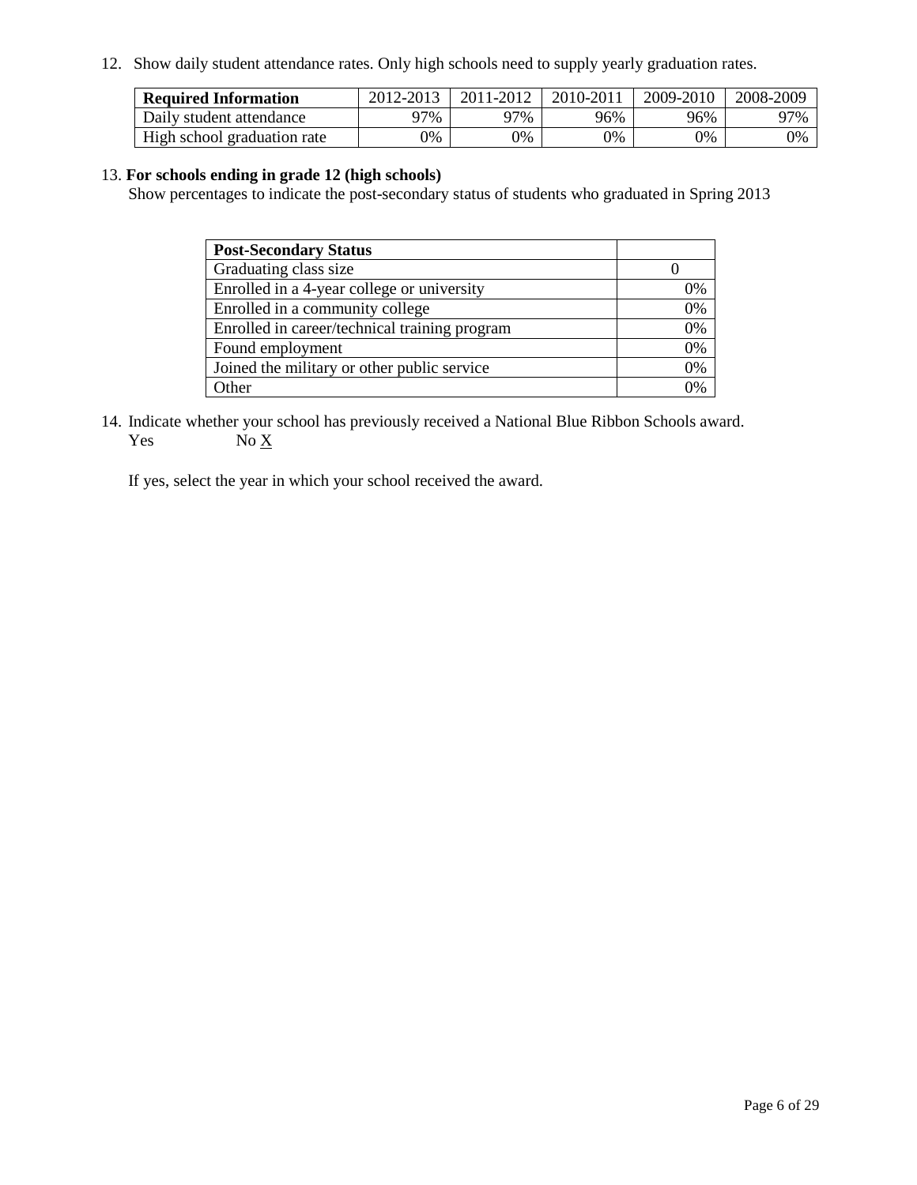12. Show daily student attendance rates. Only high schools need to supply yearly graduation rates.

| **Required Information** | 2012-2013 | 2011-2012 | 2010-2011 | 2009-2010 | 2008-2009 |
|---|---|---|---|---|---|
| Daily student attendance | 97% | 97% | 96% | 96% | 97% |
| High school graduation rate | 0% | 0% | 0% | 0% | 0% |

13. **For schools ending in grade 12 (high schools)**

Show percentages to indicate the post-secondary status of students who graduated in Spring 2013

| **Post-Secondary Status** | |
|---|---|
| Graduating class size | 0 |
| Enrolled in a 4-year college or university | 0% |
| Enrolled in a community college | 0% |
| Enrolled in career/technical training program | 0% |
| Found employment | 0% |
| Joined the military or other public service | 0% |
| Other | 0% |

14. Indicate whether your school has previously received a National Blue Ribbon Schools award.

Yes No X

If yes, select the year in which your school received the award.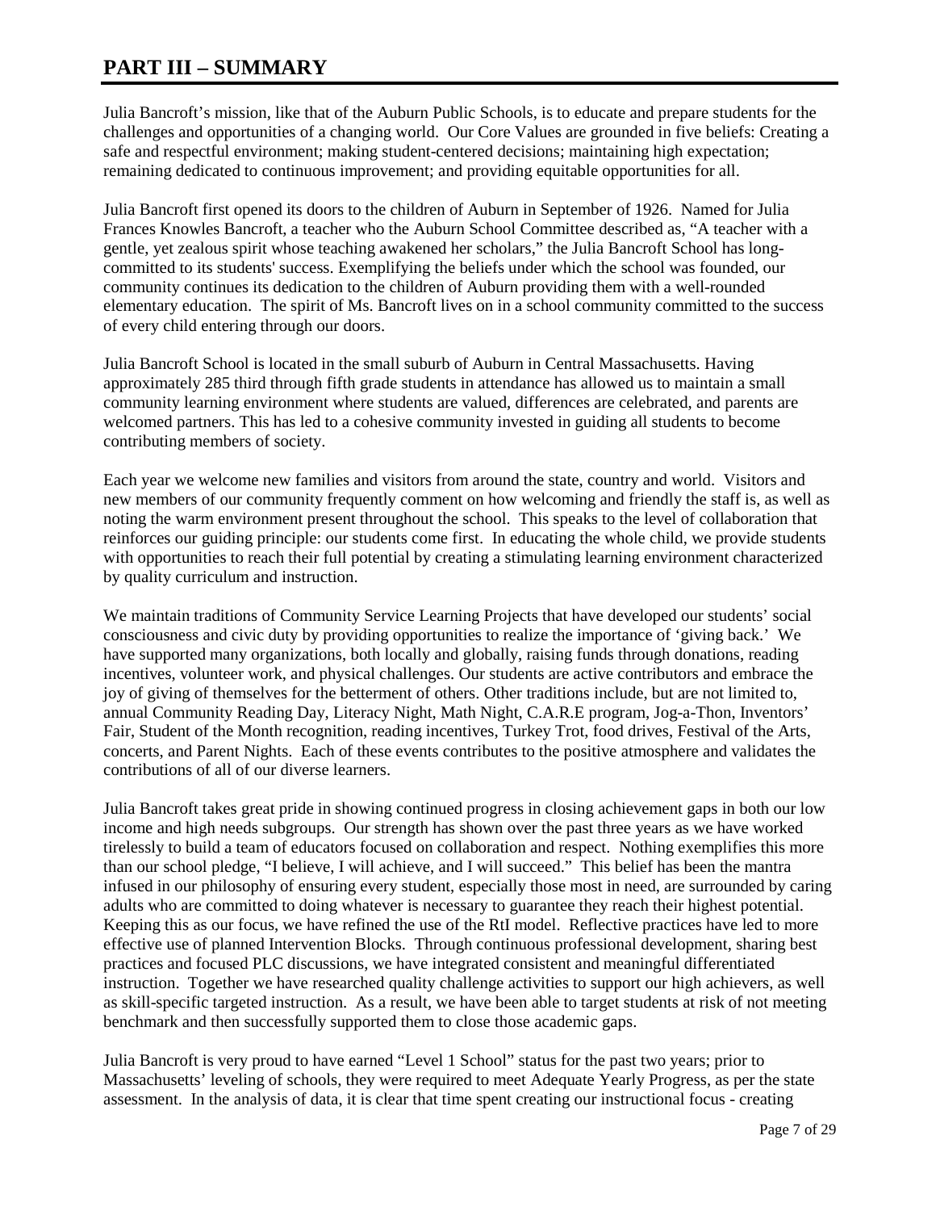# PART III – SUMMARY

Julia Bancroft's mission, like that of the Auburn Public Schools, is to educate and prepare students for the challenges and opportunities of a changing world. Our Core Values are grounded in five beliefs: Creating a safe and respectful environment; making student-centered decisions; maintaining high expectation; remaining dedicated to continuous improvement; and providing equitable opportunities for all.

Julia Bancroft first opened its doors to the children of Auburn in September of 1926. Named for Julia Frances Knowles Bancroft, a teacher who the Auburn School Committee described as, "A teacher with a gentle, yet zealous spirit whose teaching awakened her scholars," the Julia Bancroft School has long-committed to its students' success. Exemplifying the beliefs under which the school was founded, our community continues its dedication to the children of Auburn providing them with a well-rounded elementary education. The spirit of Ms. Bancroft lives on in a school community committed to the success of every child entering through our doors.

Julia Bancroft School is located in the small suburb of Auburn in Central Massachusetts. Having approximately 285 third through fifth grade students in attendance has allowed us to maintain a small community learning environment where students are valued, differences are celebrated, and parents are welcomed partners. This has led to a cohesive community invested in guiding all students to become contributing members of society.

Each year we welcome new families and visitors from around the state, country and world. Visitors and new members of our community frequently comment on how welcoming and friendly the staff is, as well as noting the warm environment present throughout the school. This speaks to the level of collaboration that reinforces our guiding principle: our students come first. In educating the whole child, we provide students with opportunities to reach their full potential by creating a stimulating learning environment characterized by quality curriculum and instruction.

We maintain traditions of Community Service Learning Projects that have developed our students' social consciousness and civic duty by providing opportunities to realize the importance of 'giving back.' We have supported many organizations, both locally and globally, raising funds through donations, reading incentives, volunteer work, and physical challenges. Our students are active contributors and embrace the joy of giving of themselves for the betterment of others. Other traditions include, but are not limited to, annual Community Reading Day, Literacy Night, Math Night, C.A.R.E program, Jog-a-Thon, Inventors' Fair, Student of the Month recognition, reading incentives, Turkey Trot, food drives, Festival of the Arts, concerts, and Parent Nights. Each of these events contributes to the positive atmosphere and validates the contributions of all of our diverse learners.

Julia Bancroft takes great pride in showing continued progress in closing achievement gaps in both our low income and high needs subgroups. Our strength has shown over the past three years as we have worked tirelessly to build a team of educators focused on collaboration and respect. Nothing exemplifies this more than our school pledge, "I believe, I will achieve, and I will succeed." This belief has been the mantra infused in our philosophy of ensuring every student, especially those most in need, are surrounded by caring adults who are committed to doing whatever is necessary to guarantee they reach their highest potential. Keeping this as our focus, we have refined the use of the RtI model. Reflective practices have led to more effective use of planned Intervention Blocks. Through continuous professional development, sharing best practices and focused PLC discussions, we have integrated consistent and meaningful differentiated instruction. Together we have researched quality challenge activities to support our high achievers, as well as skill-specific targeted instruction. As a result, we have been able to target students at risk of not meeting benchmark and then successfully supported them to close those academic gaps.

Julia Bancroft is very proud to have earned "Level 1 School" status for the past two years; prior to Massachusetts' leveling of schools, they were required to meet Adequate Yearly Progress, as per the state assessment. In the analysis of data, it is clear that time spent creating our instructional focus - creating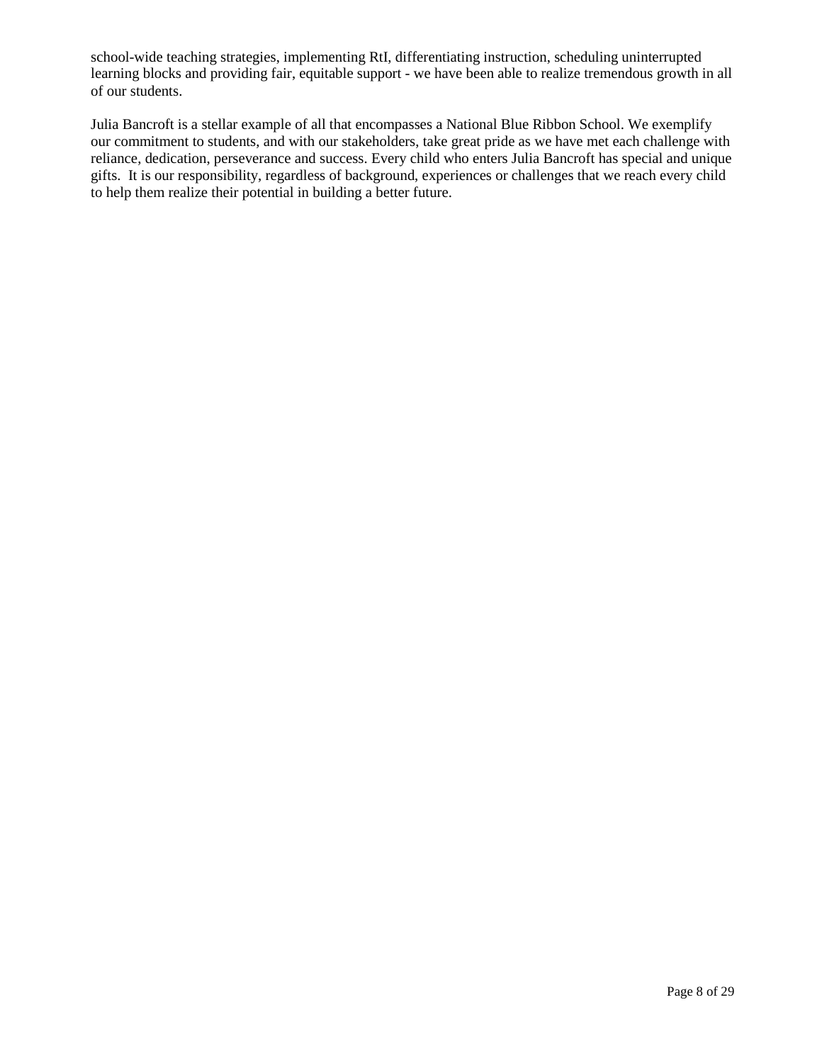school-wide teaching strategies, implementing RtI, differentiating instruction, scheduling uninterrupted learning blocks and providing fair, equitable support - we have been able to realize tremendous growth in all of our students.

Julia Bancroft is a stellar example of all that encompasses a National Blue Ribbon School. We exemplify our commitment to students, and with our stakeholders, take great pride as we have met each challenge with reliance, dedication, perseverance and success. Every child who enters Julia Bancroft has special and unique gifts. It is our responsibility, regardless of background, experiences or challenges that we reach every child to help them realize their potential in building a better future.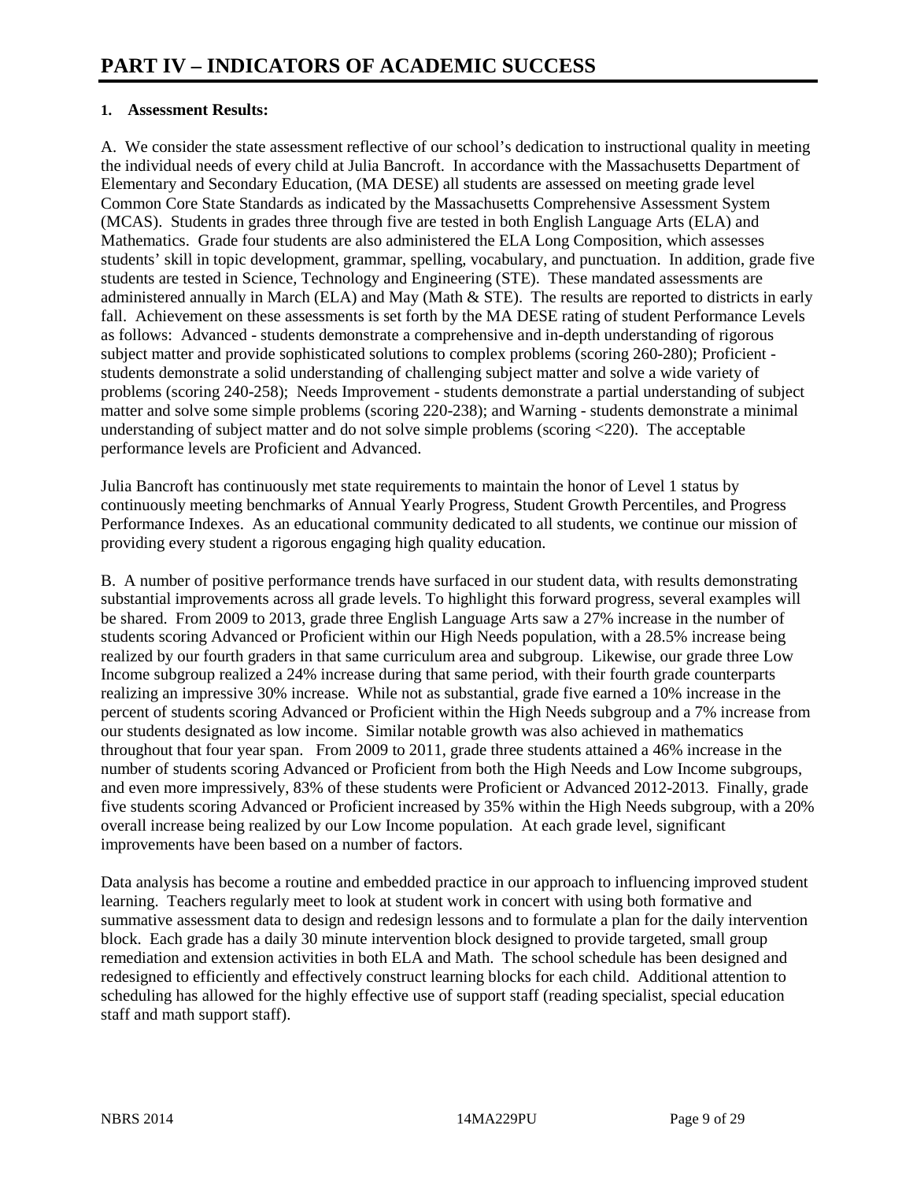# PART IV – INDICATORS OF ACADEMIC SUCCESS

**1. Assessment Results:**

A. We consider the state assessment reflective of our school's dedication to instructional quality in meeting the individual needs of every child at Julia Bancroft. In accordance with the Massachusetts Department of Elementary and Secondary Education, (MA DESE) all students are assessed on meeting grade level Common Core State Standards as indicated by the Massachusetts Comprehensive Assessment System (MCAS). Students in grades three through five are tested in both English Language Arts (ELA) and Mathematics. Grade four students are also administered the ELA Long Composition, which assesses students' skill in topic development, grammar, spelling, vocabulary, and punctuation. In addition, grade five students are tested in Science, Technology and Engineering (STE). These mandated assessments are administered annually in March (ELA) and May (Math & STE). The results are reported to districts in early fall. Achievement on these assessments is set forth by the MA DESE rating of student Performance Levels as follows: Advanced - students demonstrate a comprehensive and in-depth understanding of rigorous subject matter and provide sophisticated solutions to complex problems (scoring 260-280); Proficient - students demonstrate a solid understanding of challenging subject matter and solve a wide variety of problems (scoring 240-258); Needs Improvement - students demonstrate a partial understanding of subject matter and solve some simple problems (scoring 220-238); and Warning - students demonstrate a minimal understanding of subject matter and do not solve simple problems (scoring <220). The acceptable performance levels are Proficient and Advanced.

Julia Bancroft has continuously met state requirements to maintain the honor of Level 1 status by continuously meeting benchmarks of Annual Yearly Progress, Student Growth Percentiles, and Progress Performance Indexes. As an educational community dedicated to all students, we continue our mission of providing every student a rigorous engaging high quality education.

B. A number of positive performance trends have surfaced in our student data, with results demonstrating substantial improvements across all grade levels. To highlight this forward progress, several examples will be shared. From 2009 to 2013, grade three English Language Arts saw a 27% increase in the number of students scoring Advanced or Proficient within our High Needs population, with a 28.5% increase being realized by our fourth graders in that same curriculum area and subgroup. Likewise, our grade three Low Income subgroup realized a 24% increase during that same period, with their fourth grade counterparts realizing an impressive 30% increase. While not as substantial, grade five earned a 10% increase in the percent of students scoring Advanced or Proficient within the High Needs subgroup and a 7% increase from our students designated as low income. Similar notable growth was also achieved in mathematics throughout that four year span. From 2009 to 2011, grade three students attained a 46% increase in the number of students scoring Advanced or Proficient from both the High Needs and Low Income subgroups, and even more impressively, 83% of these students were Proficient or Advanced 2012-2013. Finally, grade five students scoring Advanced or Proficient increased by 35% within the High Needs subgroup, with a 20% overall increase being realized by our Low Income population. At each grade level, significant improvements have been based on a number of factors.

Data analysis has become a routine and embedded practice in our approach to influencing improved student learning. Teachers regularly meet to look at student work in concert with using both formative and summative assessment data to design and redesign lessons and to formulate a plan for the daily intervention block. Each grade has a daily 30 minute intervention block designed to provide targeted, small group remediation and extension activities in both ELA and Math. The school schedule has been designed and redesigned to efficiently and effectively construct learning blocks for each child. Additional attention to scheduling has allowed for the highly effective use of support staff (reading specialist, special education staff and math support staff).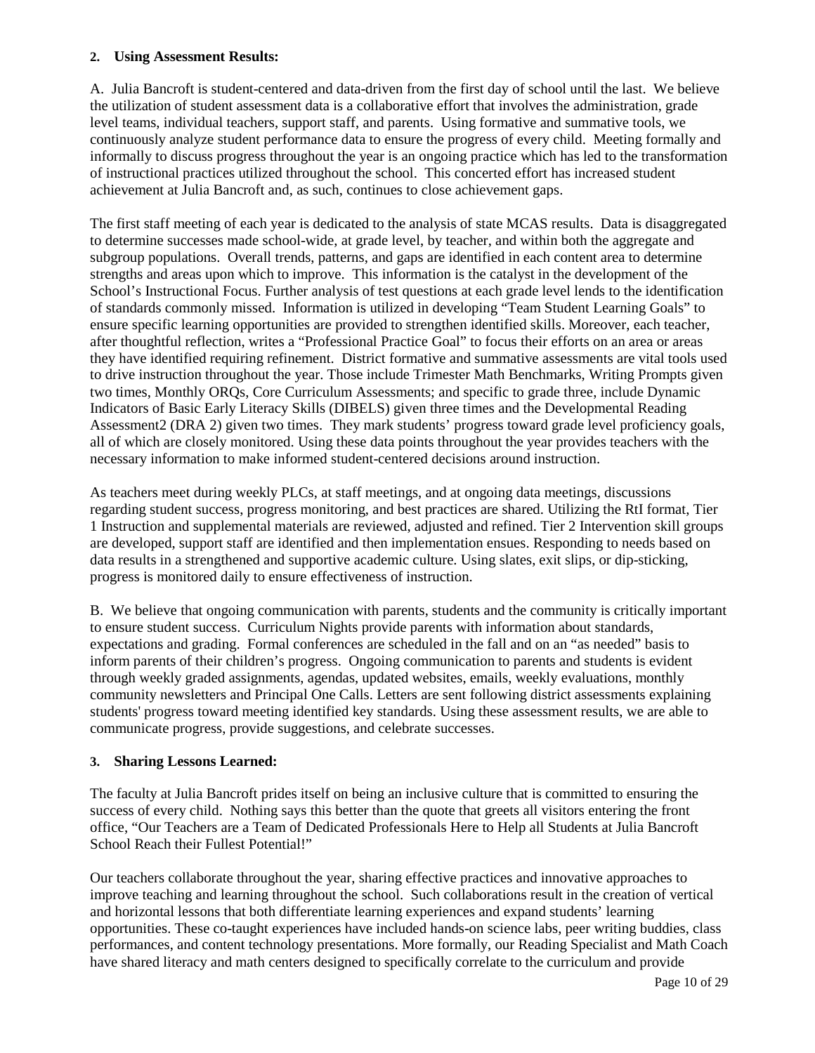**2. Using Assessment Results:**

A. Julia Bancroft is student-centered and data-driven from the first day of school until the last. We believe the utilization of student assessment data is a collaborative effort that involves the administration, grade level teams, individual teachers, support staff, and parents. Using formative and summative tools, we continuously analyze student performance data to ensure the progress of every child. Meeting formally and informally to discuss progress throughout the year is an ongoing practice which has led to the transformation of instructional practices utilized throughout the school. This concerted effort has increased student achievement at Julia Bancroft and, as such, continues to close achievement gaps.

The first staff meeting of each year is dedicated to the analysis of state MCAS results. Data is disaggregated to determine successes made school-wide, at grade level, by teacher, and within both the aggregate and subgroup populations. Overall trends, patterns, and gaps are identified in each content area to determine strengths and areas upon which to improve. This information is the catalyst in the development of the School's Instructional Focus. Further analysis of test questions at each grade level lends to the identification of standards commonly missed. Information is utilized in developing "Team Student Learning Goals" to ensure specific learning opportunities are provided to strengthen identified skills. Moreover, each teacher, after thoughtful reflection, writes a "Professional Practice Goal" to focus their efforts on an area or areas they have identified requiring refinement. District formative and summative assessments are vital tools used to drive instruction throughout the year. Those include Trimester Math Benchmarks, Writing Prompts given two times, Monthly ORQs, Core Curriculum Assessments; and specific to grade three, include Dynamic Indicators of Basic Early Literacy Skills (DIBELS) given three times and the Developmental Reading Assessment2 (DRA 2) given two times. They mark students' progress toward grade level proficiency goals, all of which are closely monitored. Using these data points throughout the year provides teachers with the necessary information to make informed student-centered decisions around instruction.

As teachers meet during weekly PLCs, at staff meetings, and at ongoing data meetings, discussions regarding student success, progress monitoring, and best practices are shared. Utilizing the RtI format, Tier 1 Instruction and supplemental materials are reviewed, adjusted and refined. Tier 2 Intervention skill groups are developed, support staff are identified and then implementation ensues. Responding to needs based on data results in a strengthened and supportive academic culture. Using slates, exit slips, or dip-sticking, progress is monitored daily to ensure effectiveness of instruction.

B. We believe that ongoing communication with parents, students and the community is critically important to ensure student success. Curriculum Nights provide parents with information about standards, expectations and grading. Formal conferences are scheduled in the fall and on an "as needed" basis to inform parents of their children's progress. Ongoing communication to parents and students is evident through weekly graded assignments, agendas, updated websites, emails, weekly evaluations, monthly community newsletters and Principal One Calls. Letters are sent following district assessments explaining students' progress toward meeting identified key standards. Using these assessment results, we are able to communicate progress, provide suggestions, and celebrate successes.

**3. Sharing Lessons Learned:**

The faculty at Julia Bancroft prides itself on being an inclusive culture that is committed to ensuring the success of every child. Nothing says this better than the quote that greets all visitors entering the front office, "Our Teachers are a Team of Dedicated Professionals Here to Help all Students at Julia Bancroft School Reach their Fullest Potential!"

Our teachers collaborate throughout the year, sharing effective practices and innovative approaches to improve teaching and learning throughout the school. Such collaborations result in the creation of vertical and horizontal lessons that both differentiate learning experiences and expand students' learning opportunities. These co-taught experiences have included hands-on science labs, peer writing buddies, class performances, and content technology presentations. More formally, our Reading Specialist and Math Coach have shared literacy and math centers designed to specifically correlate to the curriculum and provide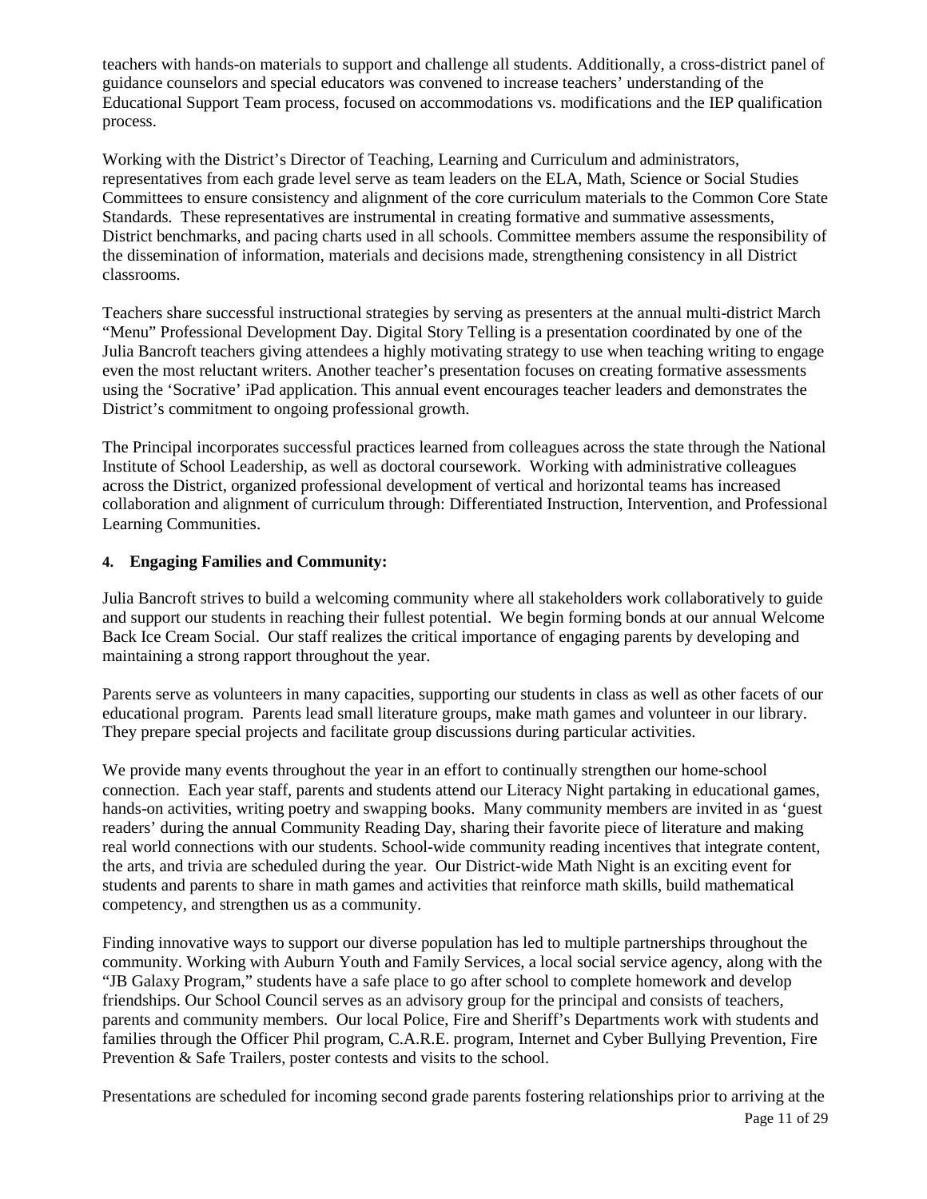teachers with hands-on materials to support and challenge all students. Additionally, a cross-district panel of guidance counselors and special educators was convened to increase teachers' understanding of the Educational Support Team process, focused on accommodations vs. modifications and the IEP qualification process.

Working with the District's Director of Teaching, Learning and Curriculum and administrators, representatives from each grade level serve as team leaders on the ELA, Math, Science or Social Studies Committees to ensure consistency and alignment of the core curriculum materials to the Common Core State Standards. These representatives are instrumental in creating formative and summative assessments, District benchmarks, and pacing charts used in all schools. Committee members assume the responsibility of the dissemination of information, materials and decisions made, strengthening consistency in all District classrooms.

Teachers share successful instructional strategies by serving as presenters at the annual multi-district March "Menu" Professional Development Day. Digital Story Telling is a presentation coordinated by one of the Julia Bancroft teachers giving attendees a highly motivating strategy to use when teaching writing to engage even the most reluctant writers. Another teacher's presentation focuses on creating formative assessments using the 'Socrative' iPad application. This annual event encourages teacher leaders and demonstrates the District's commitment to ongoing professional growth.

The Principal incorporates successful practices learned from colleagues across the state through the National Institute of School Leadership, as well as doctoral coursework. Working with administrative colleagues across the District, organized professional development of vertical and horizontal teams has increased collaboration and alignment of curriculum through: Differentiated Instruction, Intervention, and Professional Learning Communities.

**4. Engaging Families and Community:**

Julia Bancroft strives to build a welcoming community where all stakeholders work collaboratively to guide and support our students in reaching their fullest potential. We begin forming bonds at our annual Welcome Back Ice Cream Social. Our staff realizes the critical importance of engaging parents by developing and maintaining a strong rapport throughout the year.

Parents serve as volunteers in many capacities, supporting our students in class as well as other facets of our educational program. Parents lead small literature groups, make math games and volunteer in our library. They prepare special projects and facilitate group discussions during particular activities.

We provide many events throughout the year in an effort to continually strengthen our home-school connection. Each year staff, parents and students attend our Literacy Night partaking in educational games, hands-on activities, writing poetry and swapping books. Many community members are invited in as 'guest readers' during the annual Community Reading Day, sharing their favorite piece of literature and making real world connections with our students. School-wide community reading incentives that integrate content, the arts, and trivia are scheduled during the year. Our District-wide Math Night is an exciting event for students and parents to share in math games and activities that reinforce math skills, build mathematical competency, and strengthen us as a community.

Finding innovative ways to support our diverse population has led to multiple partnerships throughout the community. Working with Auburn Youth and Family Services, a local social service agency, along with the "JB Galaxy Program," students have a safe place to go after school to complete homework and develop friendships. Our School Council serves as an advisory group for the principal and consists of teachers, parents and community members. Our local Police, Fire and Sheriff's Departments work with students and families through the Officer Phil program, C.A.R.E. program, Internet and Cyber Bullying Prevention, Fire Prevention & Safe Trailers, poster contests and visits to the school.

Presentations are scheduled for incoming second grade parents fostering relationships prior to arriving at the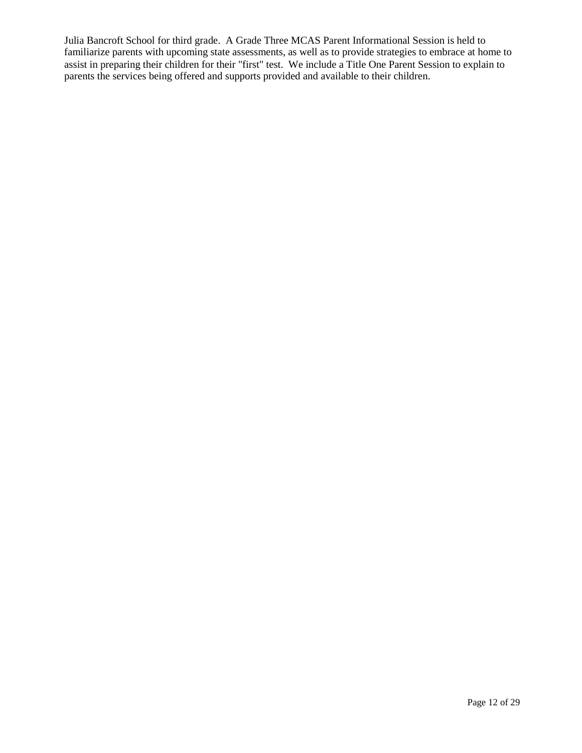Julia Bancroft School for third grade. A Grade Three MCAS Parent Informational Session is held to familiarize parents with upcoming state assessments, as well as to provide strategies to embrace at home to assist in preparing their children for their "first" test. We include a Title One Parent Session to explain to parents the services being offered and supports provided and available to their children.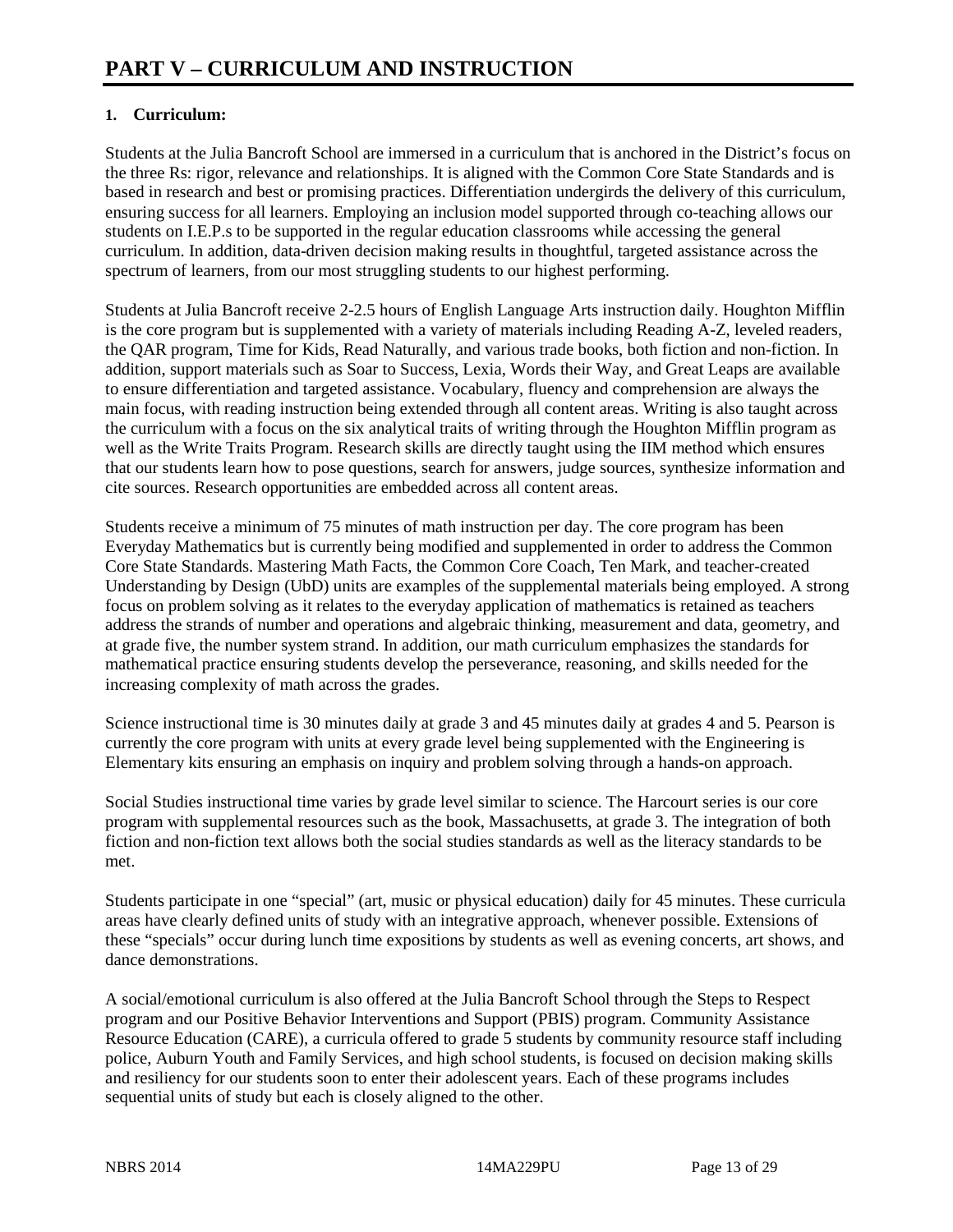# PART V – CURRICULUM AND INSTRUCTION

**1. Curriculum:**

Students at the Julia Bancroft School are immersed in a curriculum that is anchored in the District's focus on the three Rs: rigor, relevance and relationships. It is aligned with the Common Core State Standards and is based in research and best or promising practices. Differentiation undergirds the delivery of this curriculum, ensuring success for all learners. Employing an inclusion model supported through co-teaching allows our students on I.E.P.s to be supported in the regular education classrooms while accessing the general curriculum. In addition, data-driven decision making results in thoughtful, targeted assistance across the spectrum of learners, from our most struggling students to our highest performing.

Students at Julia Bancroft receive 2-2.5 hours of English Language Arts instruction daily. Houghton Mifflin is the core program but is supplemented with a variety of materials including Reading A-Z, leveled readers, the QAR program, Time for Kids, Read Naturally, and various trade books, both fiction and non-fiction. In addition, support materials such as Soar to Success, Lexia, Words their Way, and Great Leaps are available to ensure differentiation and targeted assistance. Vocabulary, fluency and comprehension are always the main focus, with reading instruction being extended through all content areas. Writing is also taught across the curriculum with a focus on the six analytical traits of writing through the Houghton Mifflin program as well as the Write Traits Program. Research skills are directly taught using the IIM method which ensures that our students learn how to pose questions, search for answers, judge sources, synthesize information and cite sources. Research opportunities are embedded across all content areas.

Students receive a minimum of 75 minutes of math instruction per day. The core program has been Everyday Mathematics but is currently being modified and supplemented in order to address the Common Core State Standards. Mastering Math Facts, the Common Core Coach, Ten Mark, and teacher-created Understanding by Design (UbD) units are examples of the supplemental materials being employed. A strong focus on problem solving as it relates to the everyday application of mathematics is retained as teachers address the strands of number and operations and algebraic thinking, measurement and data, geometry, and at grade five, the number system strand. In addition, our math curriculum emphasizes the standards for mathematical practice ensuring students develop the perseverance, reasoning, and skills needed for the increasing complexity of math across the grades.

Science instructional time is 30 minutes daily at grade 3 and 45 minutes daily at grades 4 and 5. Pearson is currently the core program with units at every grade level being supplemented with the Engineering is Elementary kits ensuring an emphasis on inquiry and problem solving through a hands-on approach.

Social Studies instructional time varies by grade level similar to science. The Harcourt series is our core program with supplemental resources such as the book, Massachusetts, at grade 3. The integration of both fiction and non-fiction text allows both the social studies standards as well as the literacy standards to be met.

Students participate in one "special" (art, music or physical education) daily for 45 minutes. These curricula areas have clearly defined units of study with an integrative approach, whenever possible. Extensions of these "specials" occur during lunch time expositions by students as well as evening concerts, art shows, and dance demonstrations.

A social/emotional curriculum is also offered at the Julia Bancroft School through the Steps to Respect program and our Positive Behavior Interventions and Support (PBIS) program. Community Assistance Resource Education (CARE), a curricula offered to grade 5 students by community resource staff including police, Auburn Youth and Family Services, and high school students, is focused on decision making skills and resiliency for our students soon to enter their adolescent years. Each of these programs includes sequential units of study but each is closely aligned to the other.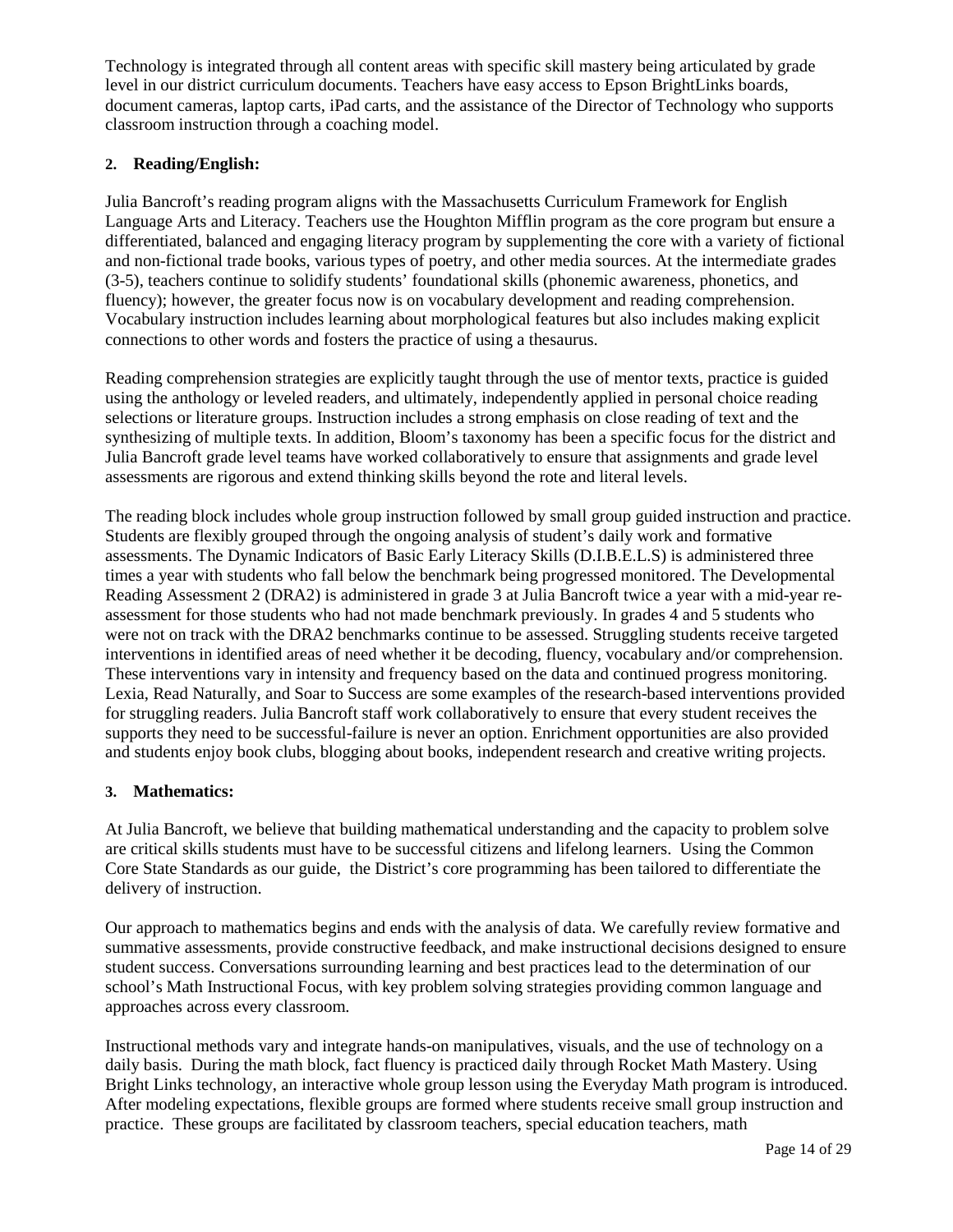Technology is integrated through all content areas with specific skill mastery being articulated by grade level in our district curriculum documents. Teachers have easy access to Epson BrightLinks boards, document cameras, laptop carts, iPad carts, and the assistance of the Director of Technology who supports classroom instruction through a coaching model.

**2. Reading/English:**

Julia Bancroft's reading program aligns with the Massachusetts Curriculum Framework for English Language Arts and Literacy. Teachers use the Houghton Mifflin program as the core program but ensure a differentiated, balanced and engaging literacy program by supplementing the core with a variety of fictional and non-fictional trade books, various types of poetry, and other media sources. At the intermediate grades (3-5), teachers continue to solidify students' foundational skills (phonemic awareness, phonetics, and fluency); however, the greater focus now is on vocabulary development and reading comprehension. Vocabulary instruction includes learning about morphological features but also includes making explicit connections to other words and fosters the practice of using a thesaurus.

Reading comprehension strategies are explicitly taught through the use of mentor texts, practice is guided using the anthology or leveled readers, and ultimately, independently applied in personal choice reading selections or literature groups. Instruction includes a strong emphasis on close reading of text and the synthesizing of multiple texts. In addition, Bloom's taxonomy has been a specific focus for the district and Julia Bancroft grade level teams have worked collaboratively to ensure that assignments and grade level assessments are rigorous and extend thinking skills beyond the rote and literal levels.

The reading block includes whole group instruction followed by small group guided instruction and practice. Students are flexibly grouped through the ongoing analysis of student's daily work and formative assessments. The Dynamic Indicators of Basic Early Literacy Skills (D.I.B.E.L.S) is administered three times a year with students who fall below the benchmark being progressed monitored. The Developmental Reading Assessment 2 (DRA2) is administered in grade 3 at Julia Bancroft twice a year with a mid-year re-assessment for those students who had not made benchmark previously. In grades 4 and 5 students who were not on track with the DRA2 benchmarks continue to be assessed. Struggling students receive targeted interventions in identified areas of need whether it be decoding, fluency, vocabulary and/or comprehension. These interventions vary in intensity and frequency based on the data and continued progress monitoring. Lexia, Read Naturally, and Soar to Success are some examples of the research-based interventions provided for struggling readers. Julia Bancroft staff work collaboratively to ensure that every student receives the supports they need to be successful-failure is never an option. Enrichment opportunities are also provided and students enjoy book clubs, blogging about books, independent research and creative writing projects.

**3. Mathematics:**

At Julia Bancroft, we believe that building mathematical understanding and the capacity to problem solve are critical skills students must have to be successful citizens and lifelong learners. Using the Common Core State Standards as our guide, the District's core programming has been tailored to differentiate the delivery of instruction.

Our approach to mathematics begins and ends with the analysis of data. We carefully review formative and summative assessments, provide constructive feedback, and make instructional decisions designed to ensure student success. Conversations surrounding learning and best practices lead to the determination of our school's Math Instructional Focus, with key problem solving strategies providing common language and approaches across every classroom.

Instructional methods vary and integrate hands-on manipulatives, visuals, and the use of technology on a daily basis. During the math block, fact fluency is practiced daily through Rocket Math Mastery. Using Bright Links technology, an interactive whole group lesson using the Everyday Math program is introduced. After modeling expectations, flexible groups are formed where students receive small group instruction and practice. These groups are facilitated by classroom teachers, special education teachers, math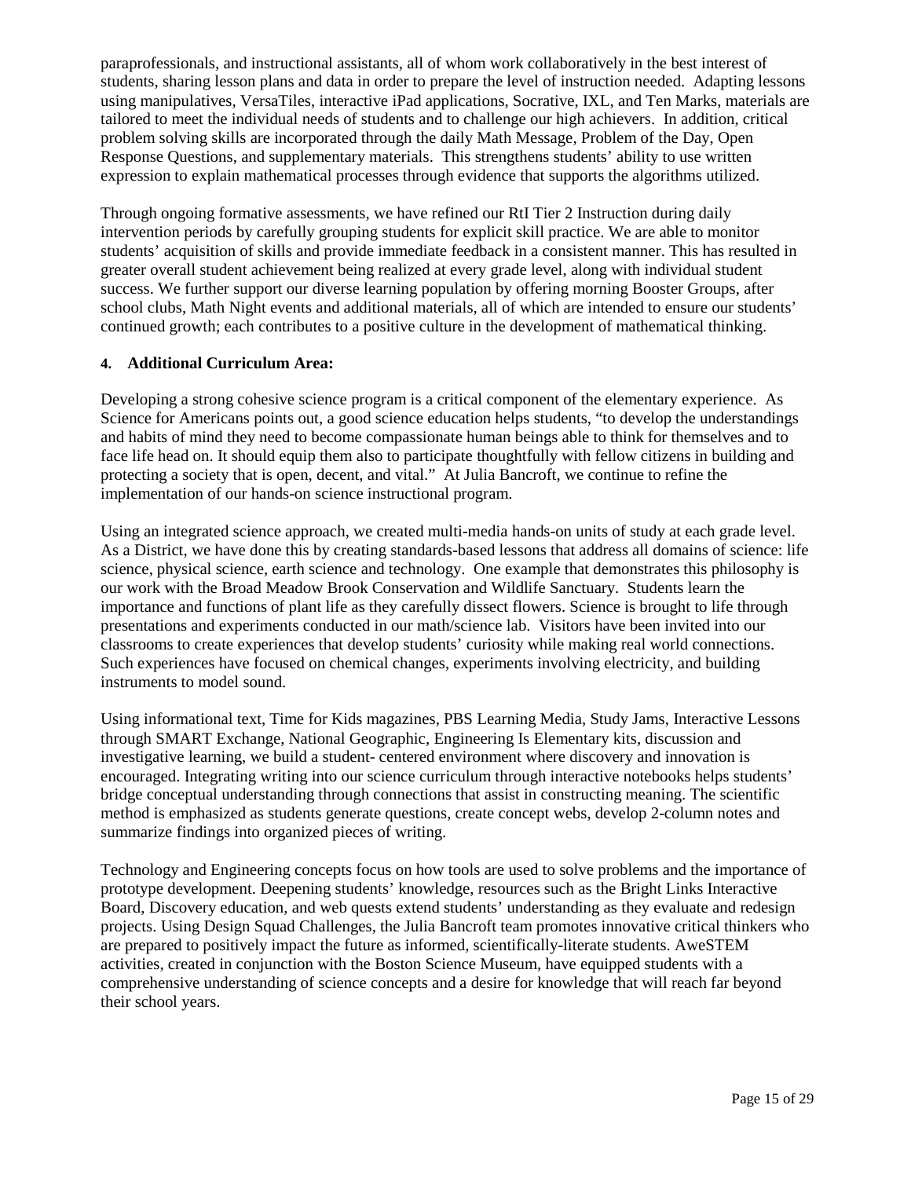paraprofessionals, and instructional assistants, all of whom work collaboratively in the best interest of students, sharing lesson plans and data in order to prepare the level of instruction needed. Adapting lessons using manipulatives, VersaTiles, interactive iPad applications, Socrative, IXL, and Ten Marks, materials are tailored to meet the individual needs of students and to challenge our high achievers. In addition, critical problem solving skills are incorporated through the daily Math Message, Problem of the Day, Open Response Questions, and supplementary materials. This strengthens students' ability to use written expression to explain mathematical processes through evidence that supports the algorithms utilized.

Through ongoing formative assessments, we have refined our RtI Tier 2 Instruction during daily intervention periods by carefully grouping students for explicit skill practice. We are able to monitor students' acquisition of skills and provide immediate feedback in a consistent manner. This has resulted in greater overall student achievement being realized at every grade level, along with individual student success. We further support our diverse learning population by offering morning Booster Groups, after school clubs, Math Night events and additional materials, all of which are intended to ensure our students' continued growth; each contributes to a positive culture in the development of mathematical thinking.

**4. Additional Curriculum Area:**

Developing a strong cohesive science program is a critical component of the elementary experience. As Science for Americans points out, a good science education helps students, "to develop the understandings and habits of mind they need to become compassionate human beings able to think for themselves and to face life head on. It should equip them also to participate thoughtfully with fellow citizens in building and protecting a society that is open, decent, and vital." At Julia Bancroft, we continue to refine the implementation of our hands-on science instructional program.

Using an integrated science approach, we created multi-media hands-on units of study at each grade level. As a District, we have done this by creating standards-based lessons that address all domains of science: life science, physical science, earth science and technology. One example that demonstrates this philosophy is our work with the Broad Meadow Brook Conservation and Wildlife Sanctuary. Students learn the importance and functions of plant life as they carefully dissect flowers. Science is brought to life through presentations and experiments conducted in our math/science lab. Visitors have been invited into our classrooms to create experiences that develop students' curiosity while making real world connections. Such experiences have focused on chemical changes, experiments involving electricity, and building instruments to model sound.

Using informational text, Time for Kids magazines, PBS Learning Media, Study Jams, Interactive Lessons through SMART Exchange, National Geographic, Engineering Is Elementary kits, discussion and investigative learning, we build a student- centered environment where discovery and innovation is encouraged. Integrating writing into our science curriculum through interactive notebooks helps students' bridge conceptual understanding through connections that assist in constructing meaning. The scientific method is emphasized as students generate questions, create concept webs, develop 2-column notes and summarize findings into organized pieces of writing.

Technology and Engineering concepts focus on how tools are used to solve problems and the importance of prototype development. Deepening students' knowledge, resources such as the Bright Links Interactive Board, Discovery education, and web quests extend students' understanding as they evaluate and redesign projects. Using Design Squad Challenges, the Julia Bancroft team promotes innovative critical thinkers who are prepared to positively impact the future as informed, scientifically-literate students. AweSTEM activities, created in conjunction with the Boston Science Museum, have equipped students with a comprehensive understanding of science concepts and a desire for knowledge that will reach far beyond their school years.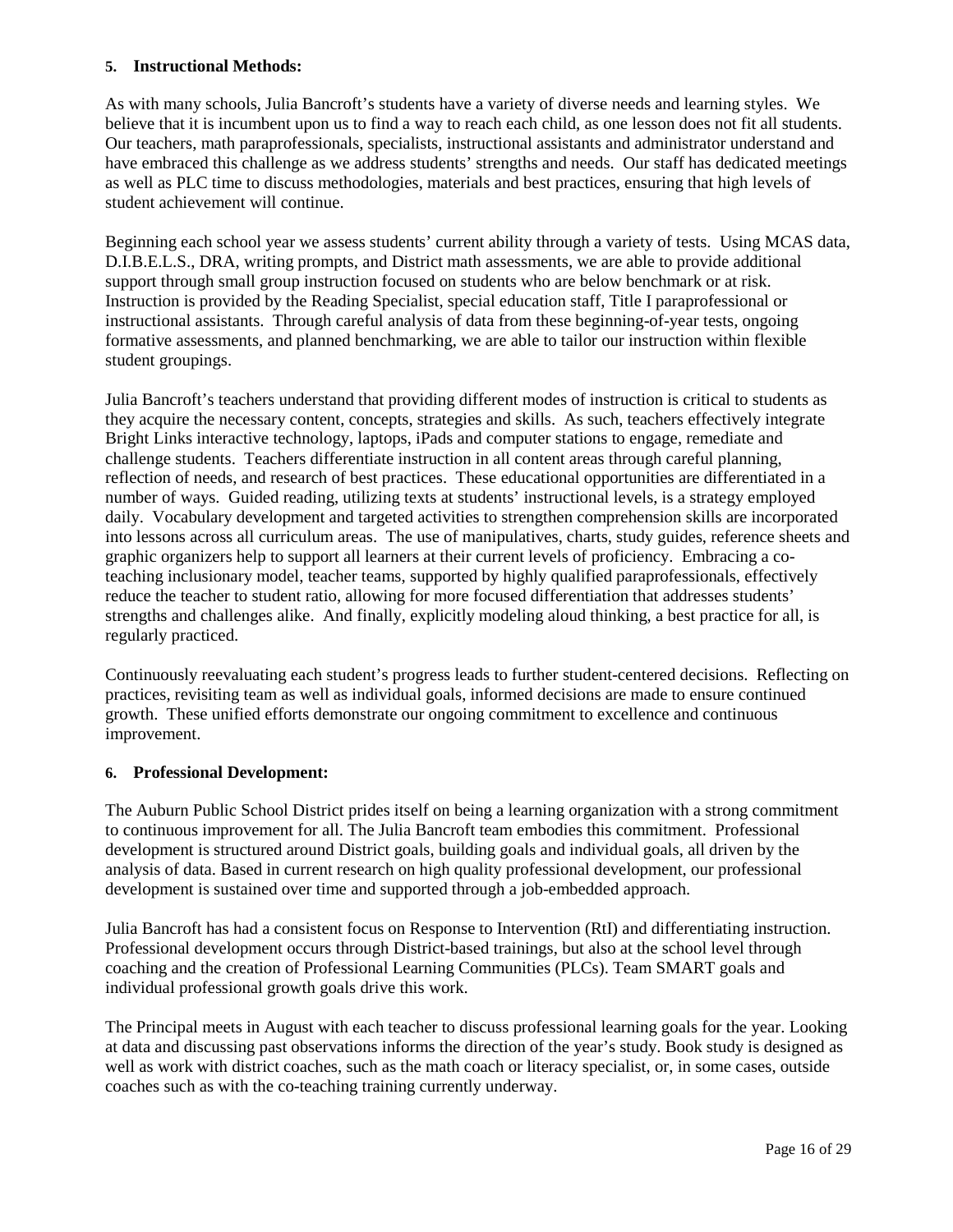### 5. Instructional Methods:

As with many schools, Julia Bancroft's students have a variety of diverse needs and learning styles. We believe that it is incumbent upon us to find a way to reach each child, as one lesson does not fit all students. Our teachers, math paraprofessionals, specialists, instructional assistants and administrator understand and have embraced this challenge as we address students' strengths and needs. Our staff has dedicated meetings as well as PLC time to discuss methodologies, materials and best practices, ensuring that high levels of student achievement will continue.

Beginning each school year we assess students' current ability through a variety of tests. Using MCAS data, D.I.B.E.L.S., DRA, writing prompts, and District math assessments, we are able to provide additional support through small group instruction focused on students who are below benchmark or at risk. Instruction is provided by the Reading Specialist, special education staff, Title I paraprofessional or instructional assistants. Through careful analysis of data from these beginning-of-year tests, ongoing formative assessments, and planned benchmarking, we are able to tailor our instruction within flexible student groupings.

Julia Bancroft's teachers understand that providing different modes of instruction is critical to students as they acquire the necessary content, concepts, strategies and skills. As such, teachers effectively integrate Bright Links interactive technology, laptops, iPads and computer stations to engage, remediate and challenge students. Teachers differentiate instruction in all content areas through careful planning, reflection of needs, and research of best practices. These educational opportunities are differentiated in a number of ways. Guided reading, utilizing texts at students' instructional levels, is a strategy employed daily. Vocabulary development and targeted activities to strengthen comprehension skills are incorporated into lessons across all curriculum areas. The use of manipulatives, charts, study guides, reference sheets and graphic organizers help to support all learners at their current levels of proficiency. Embracing a co-teaching inclusionary model, teacher teams, supported by highly qualified paraprofessionals, effectively reduce the teacher to student ratio, allowing for more focused differentiation that addresses students' strengths and challenges alike. And finally, explicitly modeling aloud thinking, a best practice for all, is regularly practiced.

Continuously reevaluating each student's progress leads to further student-centered decisions. Reflecting on practices, revisiting team as well as individual goals, informed decisions are made to ensure continued growth. These unified efforts demonstrate our ongoing commitment to excellence and continuous improvement.

### 6. Professional Development:

The Auburn Public School District prides itself on being a learning organization with a strong commitment to continuous improvement for all. The Julia Bancroft team embodies this commitment. Professional development is structured around District goals, building goals and individual goals, all driven by the analysis of data. Based in current research on high quality professional development, our professional development is sustained over time and supported through a job-embedded approach.

Julia Bancroft has had a consistent focus on Response to Intervention (RtI) and differentiating instruction. Professional development occurs through District-based trainings, but also at the school level through coaching and the creation of Professional Learning Communities (PLCs). Team SMART goals and individual professional growth goals drive this work.

The Principal meets in August with each teacher to discuss professional learning goals for the year. Looking at data and discussing past observations informs the direction of the year's study. Book study is designed as well as work with district coaches, such as the math coach or literacy specialist, or, in some cases, outside coaches such as with the co-teaching training currently underway.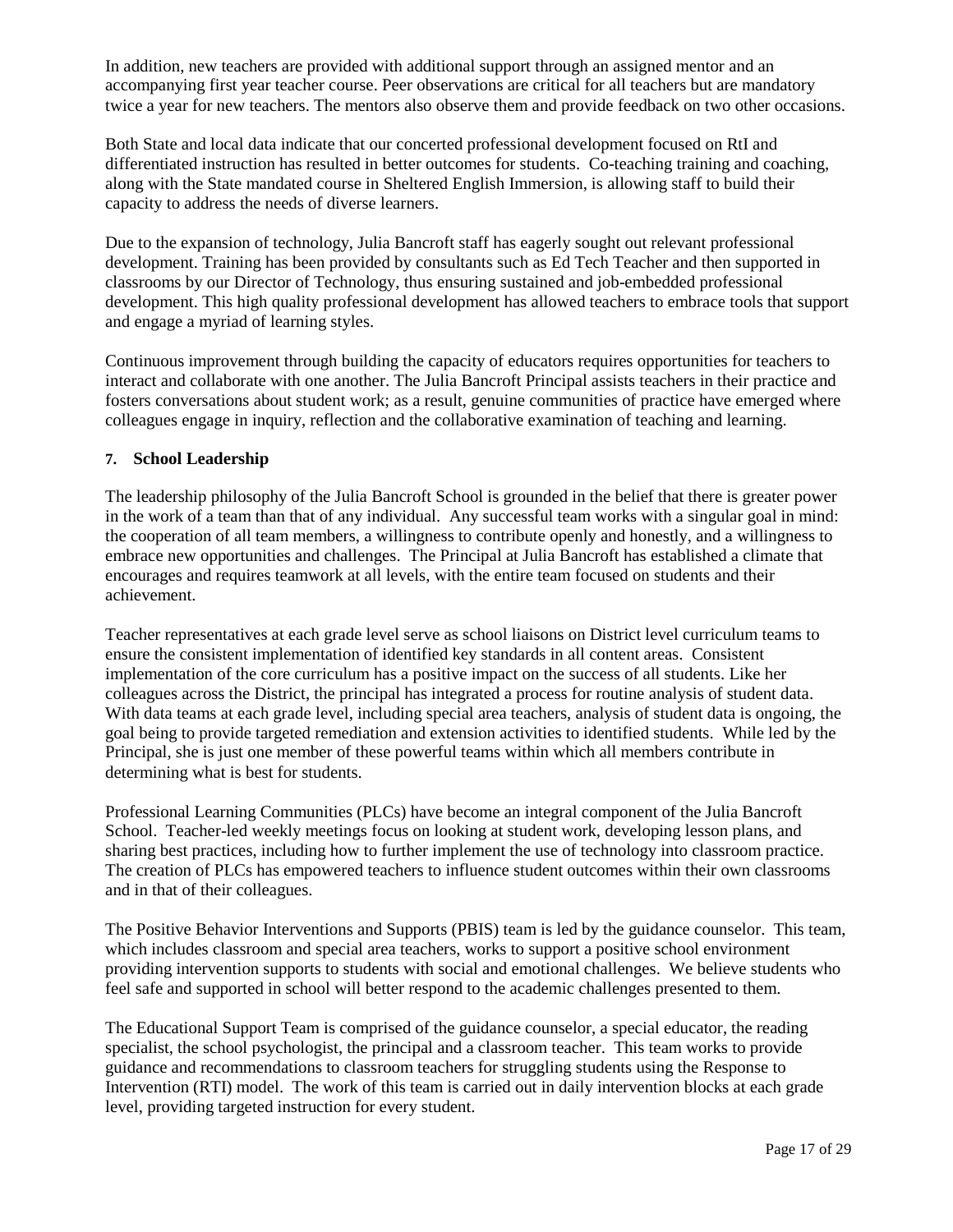In addition, new teachers are provided with additional support through an assigned mentor and an accompanying first year teacher course. Peer observations are critical for all teachers but are mandatory twice a year for new teachers. The mentors also observe them and provide feedback on two other occasions.

Both State and local data indicate that our concerted professional development focused on RtI and differentiated instruction has resulted in better outcomes for students. Co-teaching training and coaching, along with the State mandated course in Sheltered English Immersion, is allowing staff to build their capacity to address the needs of diverse learners.

Due to the expansion of technology, Julia Bancroft staff has eagerly sought out relevant professional development. Training has been provided by consultants such as Ed Tech Teacher and then supported in classrooms by our Director of Technology, thus ensuring sustained and job-embedded professional development. This high quality professional development has allowed teachers to embrace tools that support and engage a myriad of learning styles.

Continuous improvement through building the capacity of educators requires opportunities for teachers to interact and collaborate with one another. The Julia Bancroft Principal assists teachers in their practice and fosters conversations about student work; as a result, genuine communities of practice have emerged where colleagues engage in inquiry, reflection and the collaborative examination of teaching and learning.

**7. School Leadership**

The leadership philosophy of the Julia Bancroft School is grounded in the belief that there is greater power in the work of a team than that of any individual. Any successful team works with a singular goal in mind: the cooperation of all team members, a willingness to contribute openly and honestly, and a willingness to embrace new opportunities and challenges. The Principal at Julia Bancroft has established a climate that encourages and requires teamwork at all levels, with the entire team focused on students and their achievement.

Teacher representatives at each grade level serve as school liaisons on District level curriculum teams to ensure the consistent implementation of identified key standards in all content areas. Consistent implementation of the core curriculum has a positive impact on the success of all students. Like her colleagues across the District, the principal has integrated a process for routine analysis of student data. With data teams at each grade level, including special area teachers, analysis of student data is ongoing, the goal being to provide targeted remediation and extension activities to identified students. While led by the Principal, she is just one member of these powerful teams within which all members contribute in determining what is best for students.

Professional Learning Communities (PLCs) have become an integral component of the Julia Bancroft School. Teacher-led weekly meetings focus on looking at student work, developing lesson plans, and sharing best practices, including how to further implement the use of technology into classroom practice. The creation of PLCs has empowered teachers to influence student outcomes within their own classrooms and in that of their colleagues.

The Positive Behavior Interventions and Supports (PBIS) team is led by the guidance counselor. This team, which includes classroom and special area teachers, works to support a positive school environment providing intervention supports to students with social and emotional challenges. We believe students who feel safe and supported in school will better respond to the academic challenges presented to them.

The Educational Support Team is comprised of the guidance counselor, a special educator, the reading specialist, the school psychologist, the principal and a classroom teacher. This team works to provide guidance and recommendations to classroom teachers for struggling students using the Response to Intervention (RTI) model. The work of this team is carried out in daily intervention blocks at each grade level, providing targeted instruction for every student.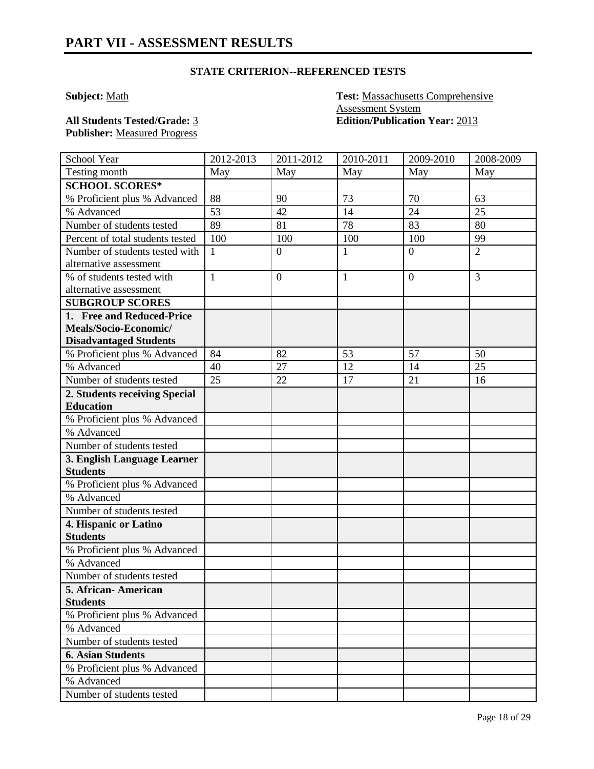# PART VII - ASSESSMENT RESULTS

### STATE CRITERION--REFERENCED TESTS

**Subject:** Math

**Test:** Massachusetts Comprehensive Assessment System

**All Students Tested/Grade:** 3

**Edition/Publication Year:** 2013

**Publisher:** Measured Progress

| School Year | 2012-2013 | 2011-2012 | 2010-2011 | 2009-2010 | 2008-2009 |
|---|---|---|---|---|---|
| Testing month | May | May | May | May | May |
| **SCHOOL SCORES*** | | | | | |
| % Proficient plus % Advanced | 88 | 90 | 73 | 70 | 63 |
| % Advanced | 53 | 42 | 14 | 24 | 25 |
| Number of students tested | 89 | 81 | 78 | 83 | 80 |
| Percent of total students tested | 100 | 100 | 100 | 100 | 99 |
| Number of students tested with alternative assessment | 1 | 0 | 1 | 0 | 2 |
| % of students tested with alternative assessment | 1 | 0 | 1 | 0 | 3 |
| **SUBGROUP SCORES** | | | | | |
| **1. Free and Reduced-Price Meals/Socio-Economic/ Disadvantaged Students** | | | | | |
| % Proficient plus % Advanced | 84 | 82 | 53 | 57 | 50 |
| % Advanced | 40 | 27 | 12 | 14 | 25 |
| Number of students tested | 25 | 22 | 17 | 21 | 16 |
| **2. Students receiving Special Education** | | | | | |
| % Proficient plus % Advanced | | | | | |
| % Advanced | | | | | |
| Number of students tested | | | | | |
| **3. English Language Learner Students** | | | | | |
| % Proficient plus % Advanced | | | | | |
| % Advanced | | | | | |
| Number of students tested | | | | | |
| **4. Hispanic or Latino Students** | | | | | |
| % Proficient plus % Advanced | | | | | |
| % Advanced | | | | | |
| Number of students tested | | | | | |
| **5. African- American Students** | | | | | |
| % Proficient plus % Advanced | | | | | |
| % Advanced | | | | | |
| Number of students tested | | | | | |
| **6. Asian Students** | | | | | |
| % Proficient plus % Advanced | | | | | |
| % Advanced | | | | | |
| Number of students tested | | | | | |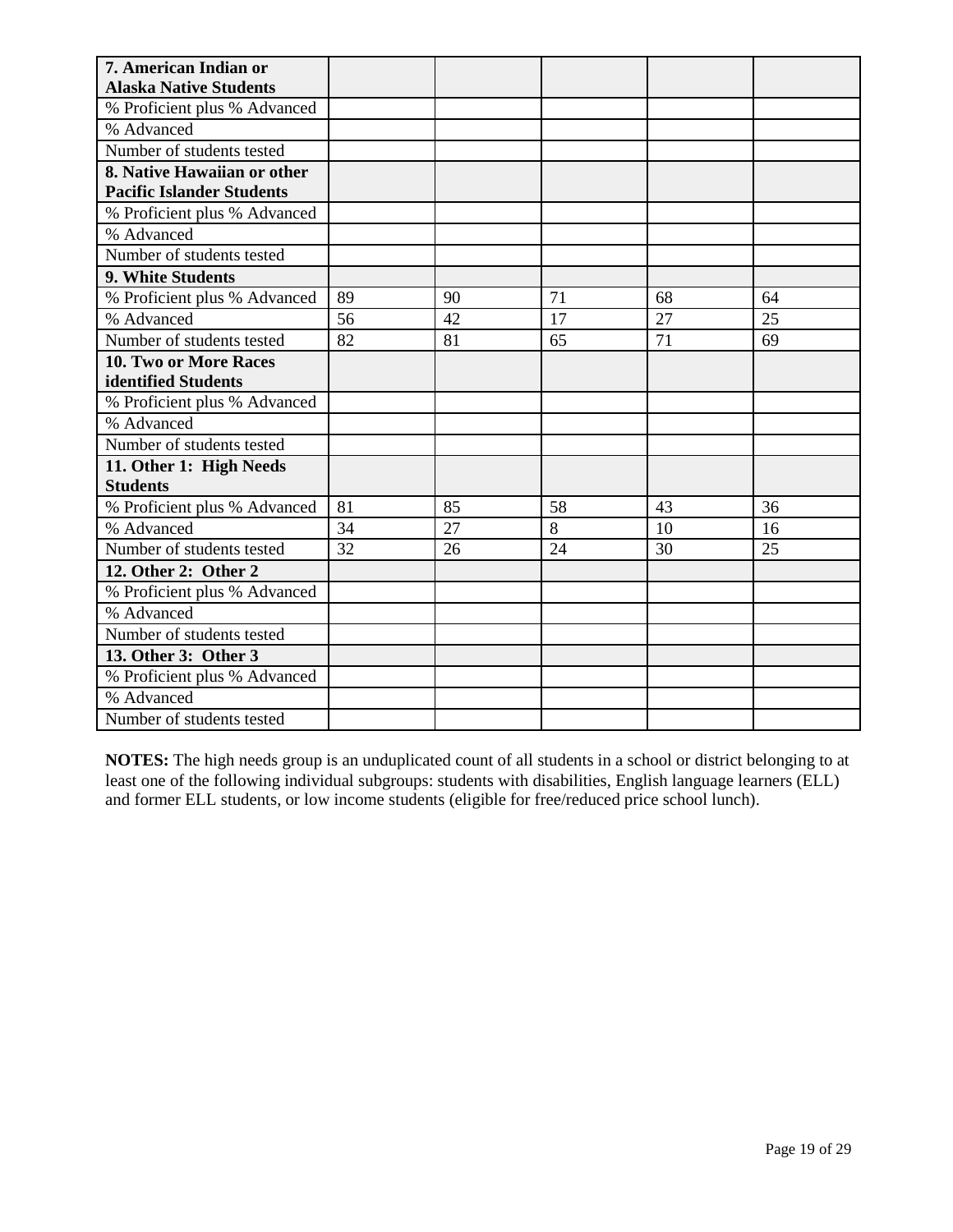| 7. American Indian or Alaska Native Students | | | | | |
|---|---|---|---|---|---|
| % Proficient plus % Advanced | | | | | |
| % Advanced | | | | | |
| Number of students tested | | | | | |
| **8. Native Hawaiian or other Pacific Islander Students** | | | | | |
| % Proficient plus % Advanced | | | | | |
| % Advanced | | | | | |
| Number of students tested | | | | | |
| **9. White Students** | | | | | |
| % Proficient plus % Advanced | 89 | 90 | 71 | 68 | 64 |
| % Advanced | 56 | 42 | 17 | 27 | 25 |
| Number of students tested | 82 | 81 | 65 | 71 | 69 |
| **10. Two or More Races identified Students** | | | | | |
| % Proficient plus % Advanced | | | | | |
| % Advanced | | | | | |
| Number of students tested | | | | | |
| **11. Other 1: High Needs Students** | | | | | |
| % Proficient plus % Advanced | 81 | 85 | 58 | 43 | 36 |
| % Advanced | 34 | 27 | 8 | 10 | 16 |
| Number of students tested | 32 | 26 | 24 | 30 | 25 |
| **12. Other 2: Other 2** | | | | | |
| % Proficient plus % Advanced | | | | | |
| % Advanced | | | | | |
| Number of students tested | | | | | |
| **13. Other 3: Other 3** | | | | | |
| % Proficient plus % Advanced | | | | | |
| % Advanced | | | | | |
| Number of students tested | | | | | |

**NOTES:** The high needs group is an unduplicated count of all students in a school or district belonging to at least one of the following individual subgroups: students with disabilities, English language learners (ELL) and former ELL students, or low income students (eligible for free/reduced price school lunch).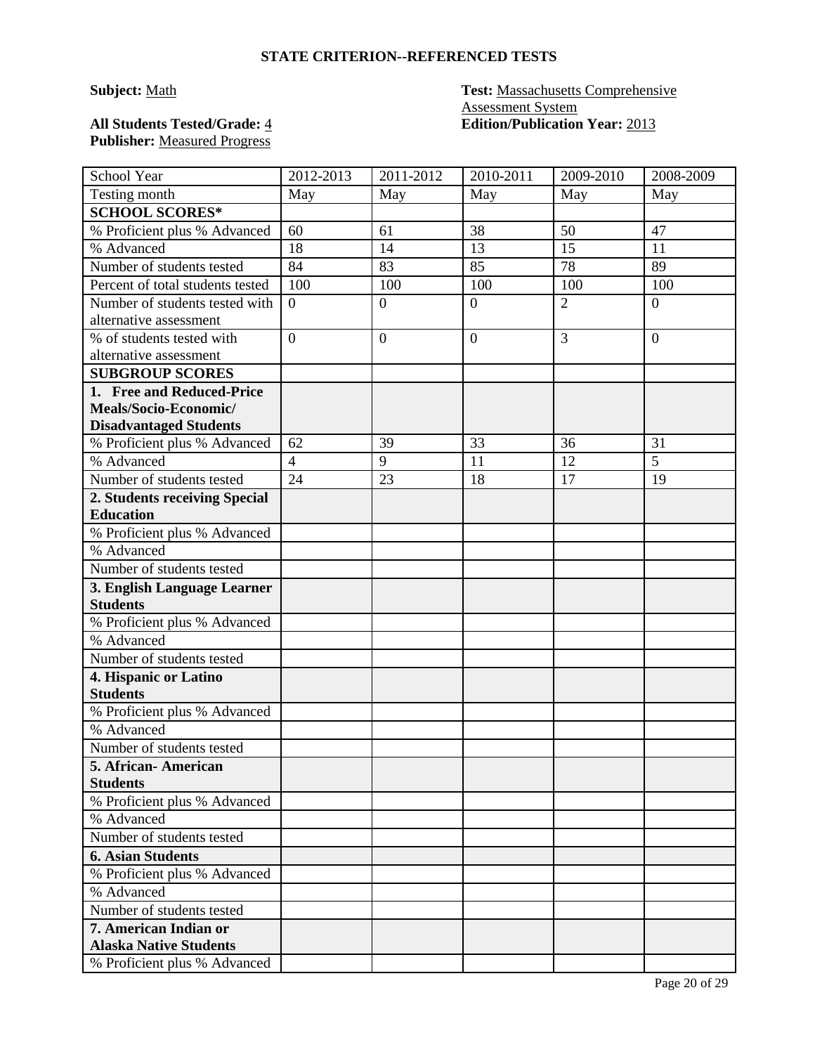## STATE CRITERION--REFERENCED TESTS

**Subject:** Math

**Test:** Massachusetts Comprehensive Assessment System

**All Students Tested/Grade:** 4

**Edition/Publication Year:** 2013

**Publisher:** Measured Progress

| School Year | 2012-2013 | 2011-2012 | 2010-2011 | 2009-2010 | 2008-2009 |
|---|---|---|---|---|---|
| Testing month | May | May | May | May | May |
| **SCHOOL SCORES*** | | | | | |
| % Proficient plus % Advanced | 60 | 61 | 38 | 50 | 47 |
| % Advanced | 18 | 14 | 13 | 15 | 11 |
| Number of students tested | 84 | 83 | 85 | 78 | 89 |
| Percent of total students tested | 100 | 100 | 100 | 100 | 100 |
| Number of students tested with alternative assessment | 0 | 0 | 0 | 2 | 0 |
| % of students tested with alternative assessment | 0 | 0 | 0 | 3 | 0 |
| **SUBGROUP SCORES** | | | | | |
| **1. Free and Reduced-Price Meals/Socio-Economic/ Disadvantaged Students** | | | | | |
| % Proficient plus % Advanced | 62 | 39 | 33 | 36 | 31 |
| % Advanced | 4 | 9 | 11 | 12 | 5 |
| Number of students tested | 24 | 23 | 18 | 17 | 19 |
| **2. Students receiving Special Education** | | | | | |
| % Proficient plus % Advanced | | | | | |
| % Advanced | | | | | |
| Number of students tested | | | | | |
| **3. English Language Learner Students** | | | | | |
| % Proficient plus % Advanced | | | | | |
| % Advanced | | | | | |
| Number of students tested | | | | | |
| **4. Hispanic or Latino Students** | | | | | |
| % Proficient plus % Advanced | | | | | |
| % Advanced | | | | | |
| Number of students tested | | | | | |
| **5. African- American Students** | | | | | |
| % Proficient plus % Advanced | | | | | |
| % Advanced | | | | | |
| Number of students tested | | | | | |
| **6. Asian Students** | | | | | |
| % Proficient plus % Advanced | | | | | |
| % Advanced | | | | | |
| Number of students tested | | | | | |
| **7. American Indian or Alaska Native Students** | | | | | |
| % Proficient plus % Advanced | | | | | |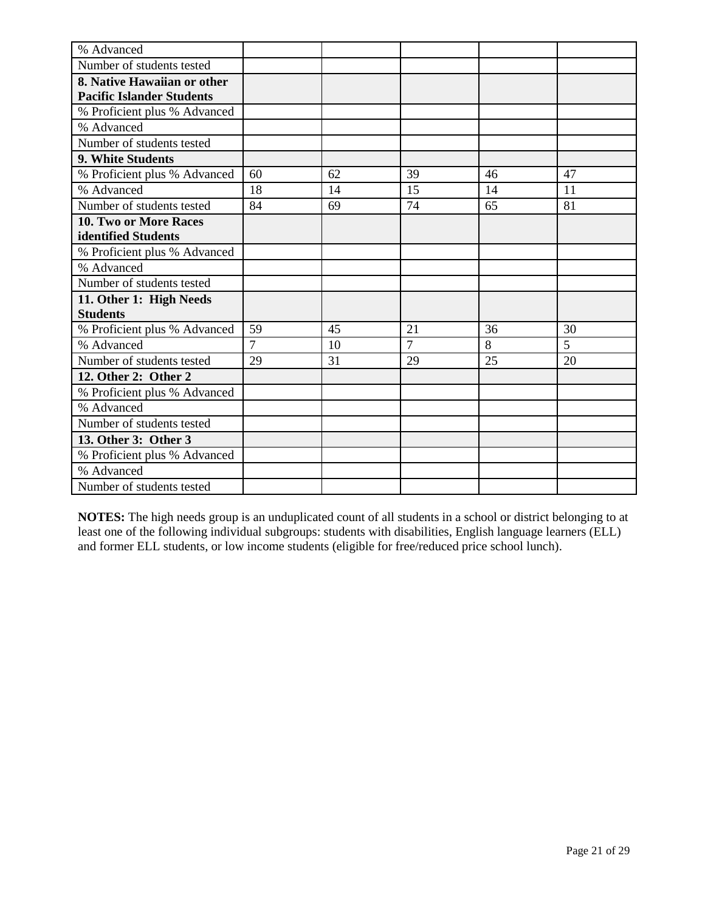| | | | | | |
|---|---|---|---|---|---|
| % Advanced | | | | | |
| Number of students tested | | | | | |
| **8. Native Hawaiian or other Pacific Islander Students** | | | | | |
| % Proficient plus % Advanced | | | | | |
| % Advanced | | | | | |
| Number of students tested | | | | | |
| **9. White Students** | | | | | |
| % Proficient plus % Advanced | 60 | 62 | 39 | 46 | 47 |
| % Advanced | 18 | 14 | 15 | 14 | 11 |
| Number of students tested | 84 | 69 | 74 | 65 | 81 |
| **10. Two or More Races identified Students** | | | | | |
| % Proficient plus % Advanced | | | | | |
| % Advanced | | | | | |
| Number of students tested | | | | | |
| **11. Other 1: High Needs Students** | | | | | |
| % Proficient plus % Advanced | 59 | 45 | 21 | 36 | 30 |
| % Advanced | 7 | 10 | 7 | 8 | 5 |
| Number of students tested | 29 | 31 | 29 | 25 | 20 |
| **12. Other 2: Other 2** | | | | | |
| % Proficient plus % Advanced | | | | | |
| % Advanced | | | | | |
| Number of students tested | | | | | |
| **13. Other 3: Other 3** | | | | | |
| % Proficient plus % Advanced | | | | | |
| % Advanced | | | | | |
| Number of students tested | | | | | |

**NOTES:** The high needs group is an unduplicated count of all students in a school or district belonging to at least one of the following individual subgroups: students with disabilities, English language learners (ELL) and former ELL students, or low income students (eligible for free/reduced price school lunch).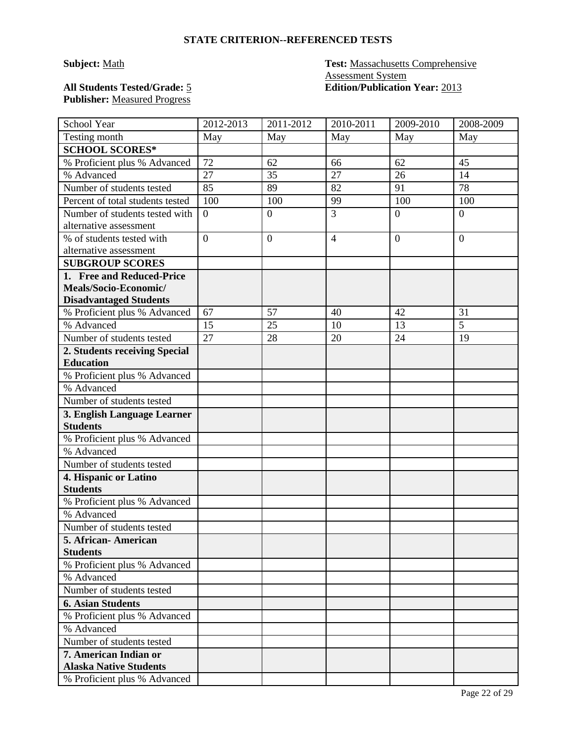## STATE CRITERION--REFERENCED TESTS

**Subject:** Math

**Test:** Massachusetts Comprehensive Assessment System

**All Students Tested/Grade:** 5

**Edition/Publication Year:** 2013

**Publisher:** Measured Progress

| School Year | 2012-2013 | 2011-2012 | 2010-2011 | 2009-2010 | 2008-2009 |
|---|---|---|---|---|---|
| Testing month | May | May | May | May | May |
| **SCHOOL SCORES*** | | | | | |
| % Proficient plus % Advanced | 72 | 62 | 66 | 62 | 45 |
| % Advanced | 27 | 35 | 27 | 26 | 14 |
| Number of students tested | 85 | 89 | 82 | 91 | 78 |
| Percent of total students tested | 100 | 100 | 99 | 100 | 100 |
| Number of students tested with alternative assessment | 0 | 0 | 3 | 0 | 0 |
| % of students tested with alternative assessment | 0 | 0 | 4 | 0 | 0 |
| **SUBGROUP SCORES** | | | | | |
| **1. Free and Reduced-Price Meals/Socio-Economic/ Disadvantaged Students** | | | | | |
| % Proficient plus % Advanced | 67 | 57 | 40 | 42 | 31 |
| % Advanced | 15 | 25 | 10 | 13 | 5 |
| Number of students tested | 27 | 28 | 20 | 24 | 19 |
| **2. Students receiving Special Education** | | | | | |
| % Proficient plus % Advanced | | | | | |
| % Advanced | | | | | |
| Number of students tested | | | | | |
| **3. English Language Learner Students** | | | | | |
| % Proficient plus % Advanced | | | | | |
| % Advanced | | | | | |
| Number of students tested | | | | | |
| **4. Hispanic or Latino Students** | | | | | |
| % Proficient plus % Advanced | | | | | |
| % Advanced | | | | | |
| Number of students tested | | | | | |
| **5. African- American Students** | | | | | |
| % Proficient plus % Advanced | | | | | |
| % Advanced | | | | | |
| Number of students tested | | | | | |
| **6. Asian Students** | | | | | |
| % Proficient plus % Advanced | | | | | |
| % Advanced | | | | | |
| Number of students tested | | | | | |
| **7. American Indian or Alaska Native Students** | | | | | |
| % Proficient plus % Advanced | | | | | |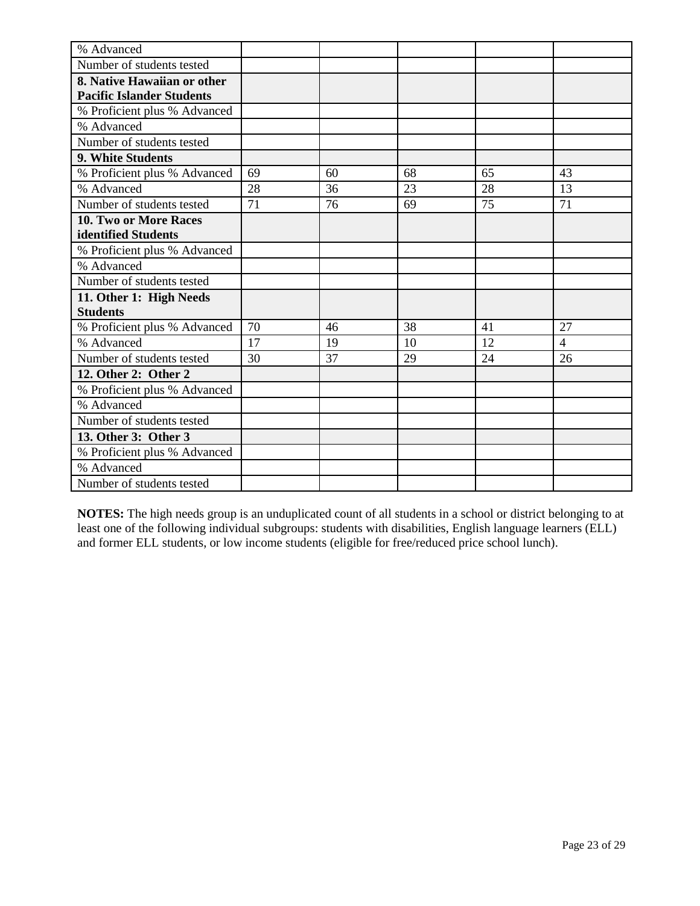| | | | | | |
|---|---|---|---|---|---|
| % Advanced | | | | | |
| Number of students tested | | | | | |
| **8. Native Hawaiian or other Pacific Islander Students** | | | | | |
| % Proficient plus % Advanced | | | | | |
| % Advanced | | | | | |
| Number of students tested | | | | | |
| **9. White Students** | | | | | |
| % Proficient plus % Advanced | 69 | 60 | 68 | 65 | 43 |
| % Advanced | 28 | 36 | 23 | 28 | 13 |
| Number of students tested | 71 | 76 | 69 | 75 | 71 |
| **10. Two or More Races identified Students** | | | | | |
| % Proficient plus % Advanced | | | | | |
| % Advanced | | | | | |
| Number of students tested | | | | | |
| **11. Other 1: High Needs Students** | | | | | |
| % Proficient plus % Advanced | 70 | 46 | 38 | 41 | 27 |
| % Advanced | 17 | 19 | 10 | 12 | 4 |
| Number of students tested | 30 | 37 | 29 | 24 | 26 |
| **12. Other 2: Other 2** | | | | | |
| % Proficient plus % Advanced | | | | | |
| % Advanced | | | | | |
| Number of students tested | | | | | |
| **13. Other 3: Other 3** | | | | | |
| % Proficient plus % Advanced | | | | | |
| % Advanced | | | | | |
| Number of students tested | | | | | |

**NOTES:** The high needs group is an unduplicated count of all students in a school or district belonging to at least one of the following individual subgroups: students with disabilities, English language learners (ELL) and former ELL students, or low income students (eligible for free/reduced price school lunch).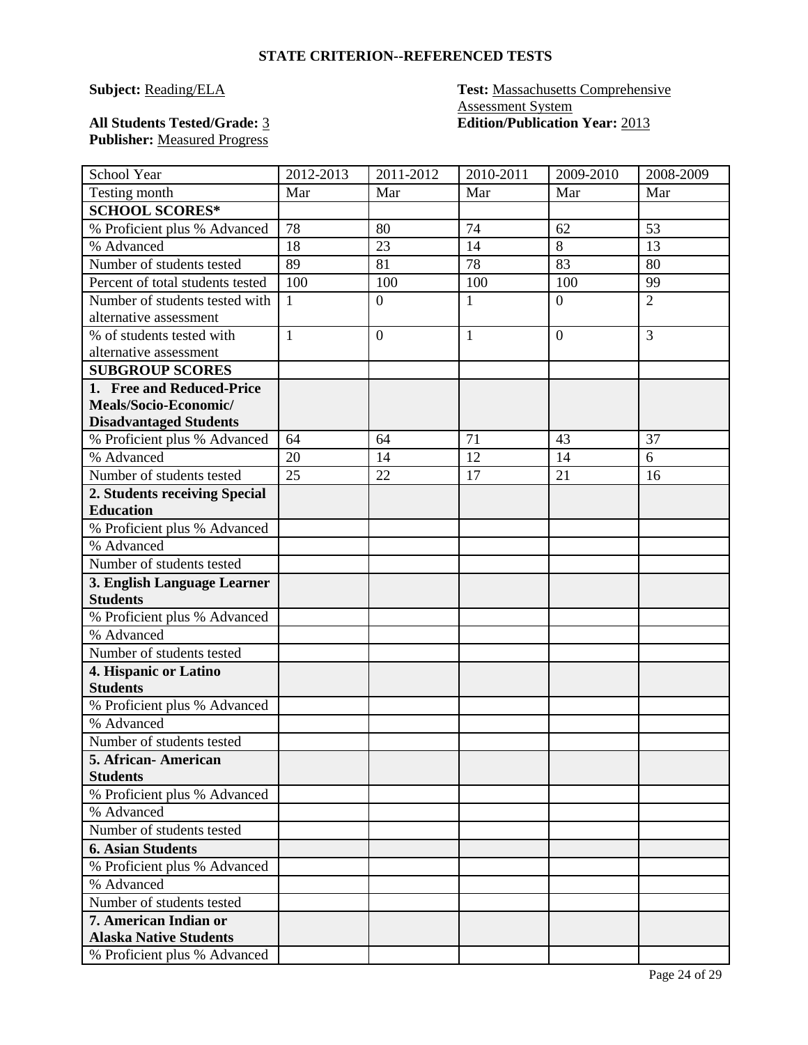## STATE CRITERION--REFERENCED TESTS

**Subject:** Reading/ELA

**Test:** Massachusetts Comprehensive Assessment System

**All Students Tested/Grade:** 3

**Edition/Publication Year:** 2013

**Publisher:** Measured Progress

| School Year | 2012-2013 | 2011-2012 | 2010-2011 | 2009-2010 | 2008-2009 |
|---|---|---|---|---|---|
| Testing month | Mar | Mar | Mar | Mar | Mar |
| **SCHOOL SCORES*** | | | | | |
| % Proficient plus % Advanced | 78 | 80 | 74 | 62 | 53 |
| % Advanced | 18 | 23 | 14 | 8 | 13 |
| Number of students tested | 89 | 81 | 78 | 83 | 80 |
| Percent of total students tested | 100 | 100 | 100 | 100 | 99 |
| Number of students tested with alternative assessment | 1 | 0 | 1 | 0 | 2 |
| % of students tested with alternative assessment | 1 | 0 | 1 | 0 | 3 |
| **SUBGROUP SCORES** | | | | | |
| **1. Free and Reduced-Price Meals/Socio-Economic/ Disadvantaged Students** | | | | | |
| % Proficient plus % Advanced | 64 | 64 | 71 | 43 | 37 |
| % Advanced | 20 | 14 | 12 | 14 | 6 |
| Number of students tested | 25 | 22 | 17 | 21 | 16 |
| **2. Students receiving Special Education** | | | | | |
| % Proficient plus % Advanced | | | | | |
| % Advanced | | | | | |
| Number of students tested | | | | | |
| **3. English Language Learner Students** | | | | | |
| % Proficient plus % Advanced | | | | | |
| % Advanced | | | | | |
| Number of students tested | | | | | |
| **4. Hispanic or Latino Students** | | | | | |
| % Proficient plus % Advanced | | | | | |
| % Advanced | | | | | |
| Number of students tested | | | | | |
| **5. African- American Students** | | | | | |
| % Proficient plus % Advanced | | | | | |
| % Advanced | | | | | |
| Number of students tested | | | | | |
| **6. Asian Students** | | | | | |
| % Proficient plus % Advanced | | | | | |
| % Advanced | | | | | |
| Number of students tested | | | | | |
| **7. American Indian or Alaska Native Students** | | | | | |
| % Proficient plus % Advanced | | | | | |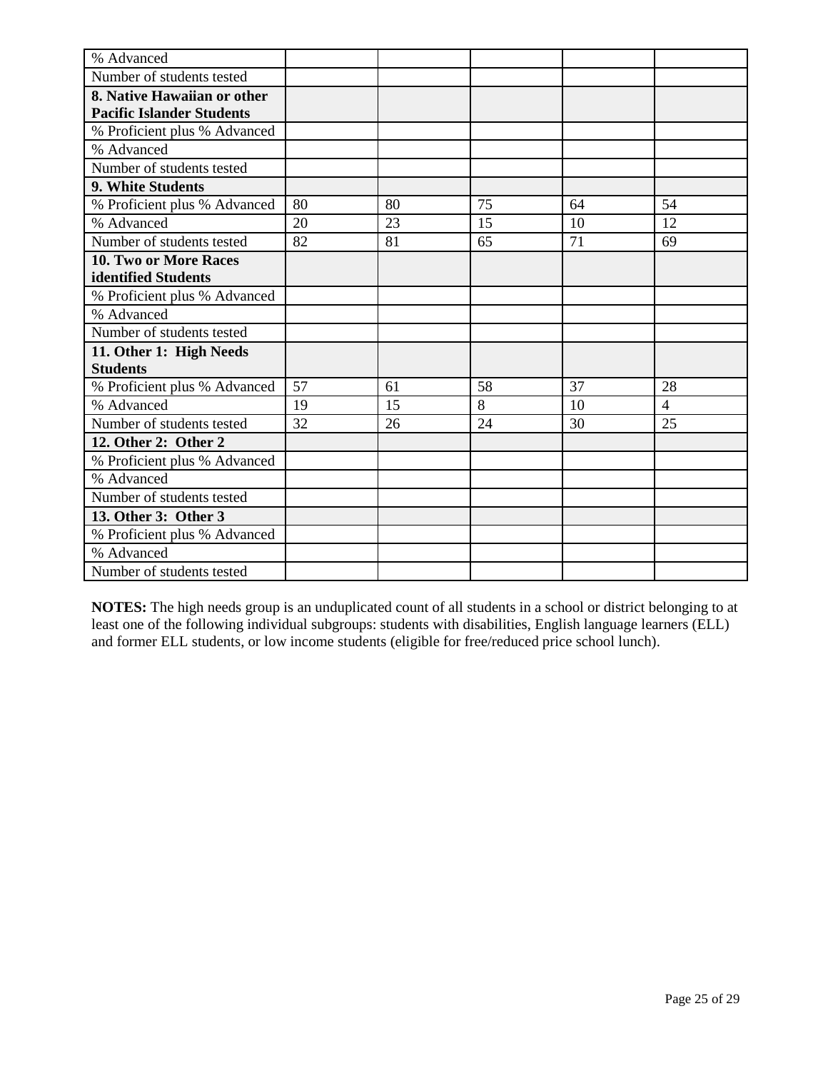| % Advanced | | | | | |
|---|---|---|---|---|---|
| Number of students tested | | | | | |
| **8. Native Hawaiian or other Pacific Islander Students** | | | | | |
| % Proficient plus % Advanced | | | | | |
| % Advanced | | | | | |
| Number of students tested | | | | | |
| **9. White Students** | | | | | |
| % Proficient plus % Advanced | 80 | 80 | 75 | 64 | 54 |
| % Advanced | 20 | 23 | 15 | 10 | 12 |
| Number of students tested | 82 | 81 | 65 | 71 | 69 |
| **10. Two or More Races identified Students** | | | | | |
| % Proficient plus % Advanced | | | | | |
| % Advanced | | | | | |
| Number of students tested | | | | | |
| **11. Other 1: High Needs Students** | | | | | |
| % Proficient plus % Advanced | 57 | 61 | 58 | 37 | 28 |
| % Advanced | 19 | 15 | 8 | 10 | 4 |
| Number of students tested | 32 | 26 | 24 | 30 | 25 |
| **12. Other 2: Other 2** | | | | | |
| % Proficient plus % Advanced | | | | | |
| % Advanced | | | | | |
| Number of students tested | | | | | |
| **13. Other 3: Other 3** | | | | | |
| % Proficient plus % Advanced | | | | | |
| % Advanced | | | | | |
| Number of students tested | | | | | |

**NOTES:** The high needs group is an unduplicated count of all students in a school or district belonging to at least one of the following individual subgroups: students with disabilities, English language learners (ELL) and former ELL students, or low income students (eligible for free/reduced price school lunch).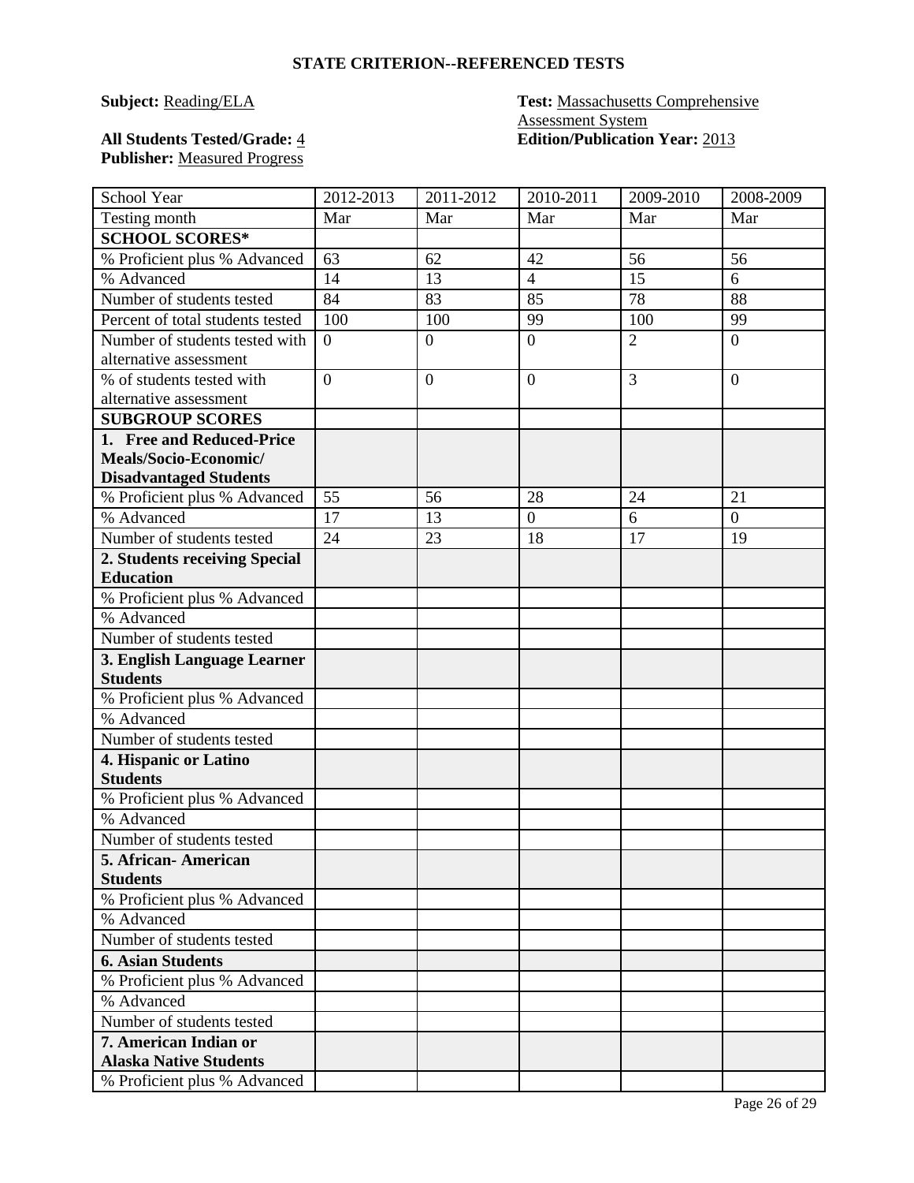## STATE CRITERION--REFERENCED TESTS

**Subject:** Reading/ELA

**Test:** Massachusetts Comprehensive Assessment System

**All Students Tested/Grade:** 4

**Edition/Publication Year:** 2013

**Publisher:** Measured Progress

| School Year | 2012-2013 | 2011-2012 | 2010-2011 | 2009-2010 | 2008-2009 |
|---|---|---|---|---|---|
| Testing month | Mar | Mar | Mar | Mar | Mar |
| **SCHOOL SCORES*** | | | | | |
| % Proficient plus % Advanced | 63 | 62 | 42 | 56 | 56 |
| % Advanced | 14 | 13 | 4 | 15 | 6 |
| Number of students tested | 84 | 83 | 85 | 78 | 88 |
| Percent of total students tested | 100 | 100 | 99 | 100 | 99 |
| Number of students tested with alternative assessment | 0 | 0 | 0 | 2 | 0 |
| % of students tested with alternative assessment | 0 | 0 | 0 | 3 | 0 |
| **SUBGROUP SCORES** | | | | | |
| **1. Free and Reduced-Price Meals/Socio-Economic/ Disadvantaged Students** | | | | | |
| % Proficient plus % Advanced | 55 | 56 | 28 | 24 | 21 |
| % Advanced | 17 | 13 | 0 | 6 | 0 |
| Number of students tested | 24 | 23 | 18 | 17 | 19 |
| **2. Students receiving Special Education** | | | | | |
| % Proficient plus % Advanced | | | | | |
| % Advanced | | | | | |
| Number of students tested | | | | | |
| **3. English Language Learner Students** | | | | | |
| % Proficient plus % Advanced | | | | | |
| % Advanced | | | | | |
| Number of students tested | | | | | |
| **4. Hispanic or Latino Students** | | | | | |
| % Proficient plus % Advanced | | | | | |
| % Advanced | | | | | |
| Number of students tested | | | | | |
| **5. African- American Students** | | | | | |
| % Proficient plus % Advanced | | | | | |
| % Advanced | | | | | |
| Number of students tested | | | | | |
| **6. Asian Students** | | | | | |
| % Proficient plus % Advanced | | | | | |
| % Advanced | | | | | |
| Number of students tested | | | | | |
| **7. American Indian or Alaska Native Students** | | | | | |
| % Proficient plus % Advanced | | | | | |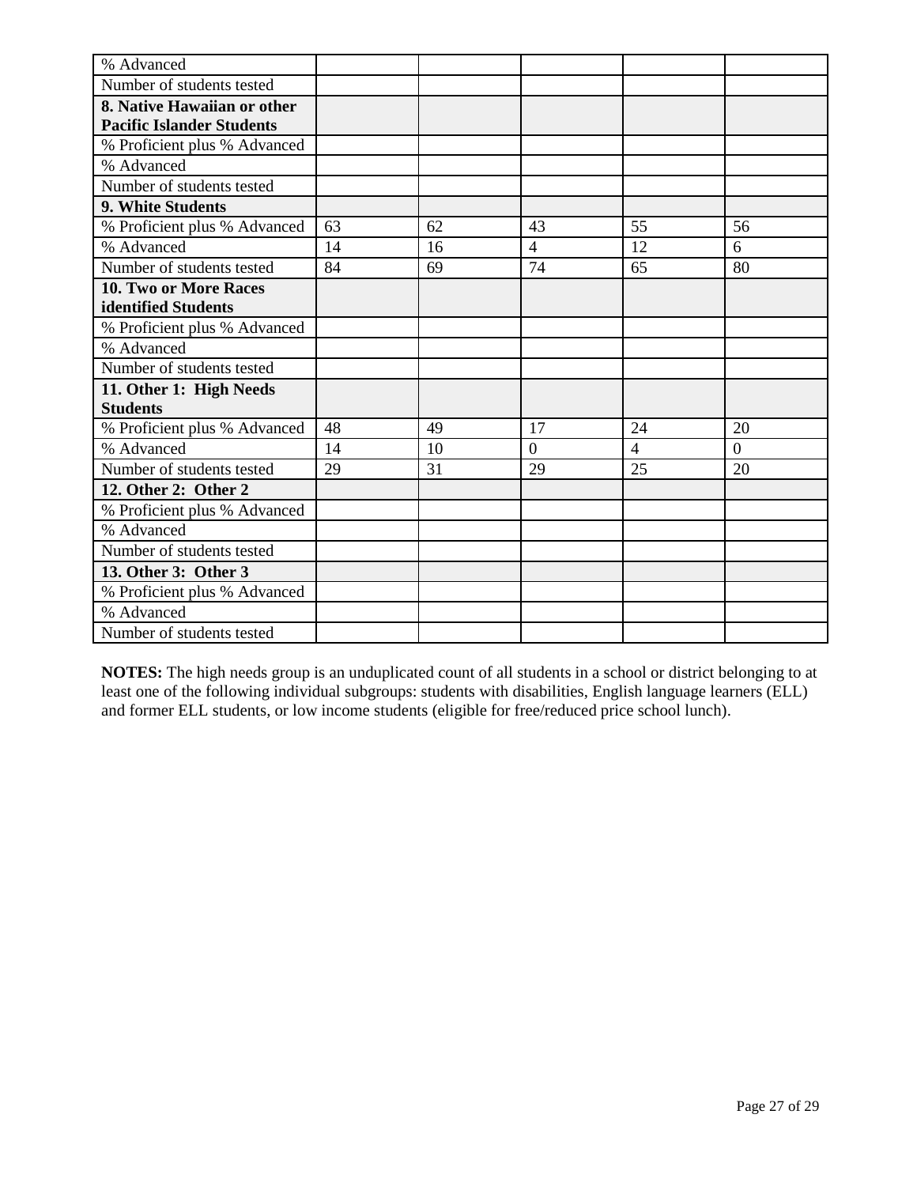| % Advanced | | | | | |
|---|---|---|---|---|---|
| Number of students tested | | | | | |
| **8. Native Hawaiian or other Pacific Islander Students** | | | | | |
| % Proficient plus % Advanced | | | | | |
| % Advanced | | | | | |
| Number of students tested | | | | | |
| **9. White Students** | | | | | |
| % Proficient plus % Advanced | 63 | 62 | 43 | 55 | 56 |
| % Advanced | 14 | 16 | 4 | 12 | 6 |
| Number of students tested | 84 | 69 | 74 | 65 | 80 |
| **10. Two or More Races identified Students** | | | | | |
| % Proficient plus % Advanced | | | | | |
| % Advanced | | | | | |
| Number of students tested | | | | | |
| **11. Other 1: High Needs Students** | | | | | |
| % Proficient plus % Advanced | 48 | 49 | 17 | 24 | 20 |
| % Advanced | 14 | 10 | 0 | 4 | 0 |
| Number of students tested | 29 | 31 | 29 | 25 | 20 |
| **12. Other 2: Other 2** | | | | | |
| % Proficient plus % Advanced | | | | | |
| % Advanced | | | | | |
| Number of students tested | | | | | |
| **13. Other 3: Other 3** | | | | | |
| % Proficient plus % Advanced | | | | | |
| % Advanced | | | | | |
| Number of students tested | | | | | |

**NOTES:** The high needs group is an unduplicated count of all students in a school or district belonging to at least one of the following individual subgroups: students with disabilities, English language learners (ELL) and former ELL students, or low income students (eligible for free/reduced price school lunch).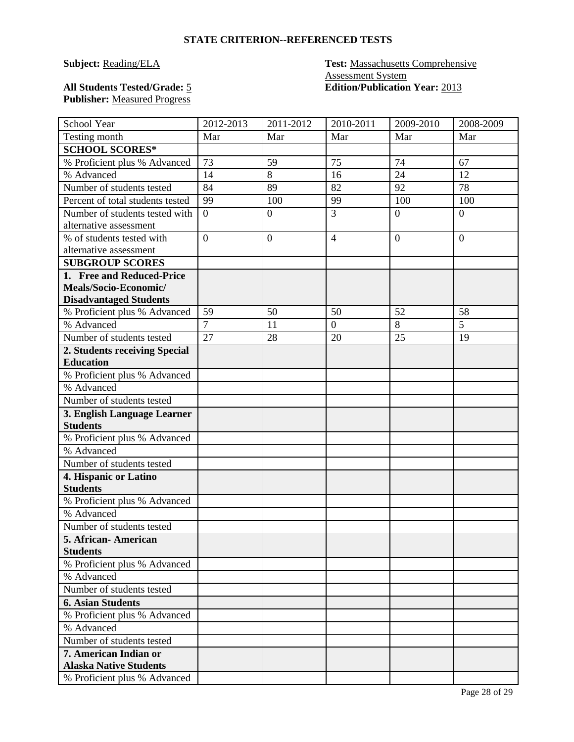**STATE CRITERION--REFERENCED TESTS**

**Subject:** Reading/ELA

**Test:** Massachusetts Comprehensive Assessment System

**All Students Tested/Grade:** 5

**Edition/Publication Year:** 2013

**Publisher:** Measured Progress

| School Year | 2012-2013 | 2011-2012 | 2010-2011 | 2009-2010 | 2008-2009 |
|---|---|---|---|---|---|
| Testing month | Mar | Mar | Mar | Mar | Mar |
| **SCHOOL SCORES*** | | | | | |
| % Proficient plus % Advanced | 73 | 59 | 75 | 74 | 67 |
| % Advanced | 14 | 8 | 16 | 24 | 12 |
| Number of students tested | 84 | 89 | 82 | 92 | 78 |
| Percent of total students tested | 99 | 100 | 99 | 100 | 100 |
| Number of students tested with alternative assessment | 0 | 0 | 3 | 0 | 0 |
| % of students tested with alternative assessment | 0 | 0 | 4 | 0 | 0 |
| **SUBGROUP SCORES** | | | | | |
| **1. Free and Reduced-Price Meals/Socio-Economic/ Disadvantaged Students** | | | | | |
| % Proficient plus % Advanced | 59 | 50 | 50 | 52 | 58 |
| % Advanced | 7 | 11 | 0 | 8 | 5 |
| Number of students tested | 27 | 28 | 20 | 25 | 19 |
| **2. Students receiving Special Education** | | | | | |
| % Proficient plus % Advanced | | | | | |
| % Advanced | | | | | |
| Number of students tested | | | | | |
| **3. English Language Learner Students** | | | | | |
| % Proficient plus % Advanced | | | | | |
| % Advanced | | | | | |
| Number of students tested | | | | | |
| **4. Hispanic or Latino Students** | | | | | |
| % Proficient plus % Advanced | | | | | |
| % Advanced | | | | | |
| Number of students tested | | | | | |
| **5. African- American Students** | | | | | |
| % Proficient plus % Advanced | | | | | |
| % Advanced | | | | | |
| Number of students tested | | | | | |
| **6. Asian Students** | | | | | |
| % Proficient plus % Advanced | | | | | |
| % Advanced | | | | | |
| Number of students tested | | | | | |
| **7. American Indian or Alaska Native Students** | | | | | |
| % Proficient plus % Advanced | | | | | |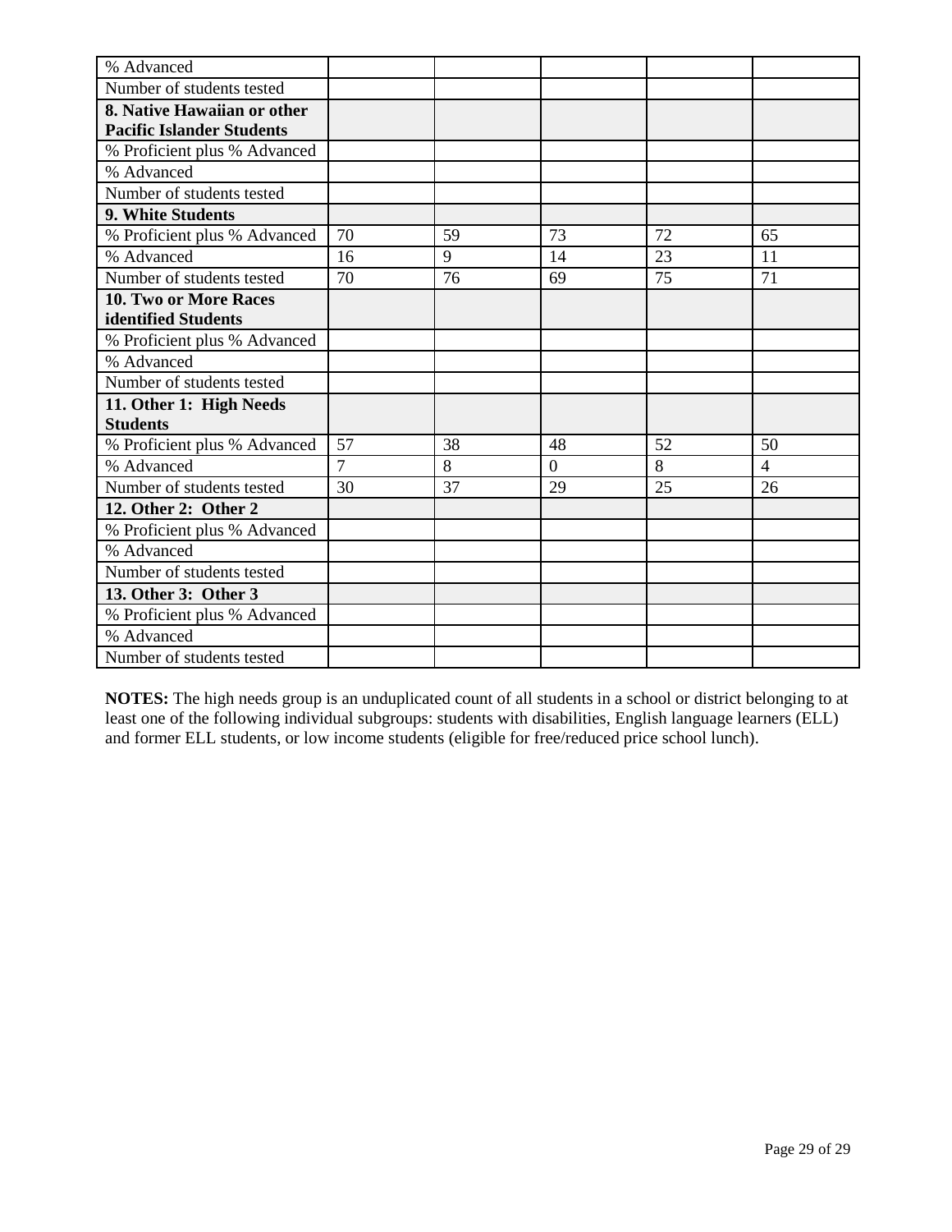| | | | | | |
|---|---|---|---|---|---|
| % Advanced | | | | | |
| Number of students tested | | | | | |
| **8. Native Hawaiian or other Pacific Islander Students** | | | | | |
| % Proficient plus % Advanced | | | | | |
| % Advanced | | | | | |
| Number of students tested | | | | | |
| **9. White Students** | | | | | |
| % Proficient plus % Advanced | 70 | 59 | 73 | 72 | 65 |
| % Advanced | 16 | 9 | 14 | 23 | 11 |
| Number of students tested | 70 | 76 | 69 | 75 | 71 |
| **10. Two or More Races identified Students** | | | | | |
| % Proficient plus % Advanced | | | | | |
| % Advanced | | | | | |
| Number of students tested | | | | | |
| **11. Other 1: High Needs Students** | | | | | |
| % Proficient plus % Advanced | 57 | 38 | 48 | 52 | 50 |
| % Advanced | 7 | 8 | 0 | 8 | 4 |
| Number of students tested | 30 | 37 | 29 | 25 | 26 |
| **12. Other 2: Other 2** | | | | | |
| % Proficient plus % Advanced | | | | | |
| % Advanced | | | | | |
| Number of students tested | | | | | |
| **13. Other 3: Other 3** | | | | | |
| % Proficient plus % Advanced | | | | | |
| % Advanced | | | | | |
| Number of students tested | | | | | |

**NOTES:** The high needs group is an unduplicated count of all students in a school or district belonging to at least one of the following individual subgroups: students with disabilities, English language learners (ELL) and former ELL students, or low income students (eligible for free/reduced price school lunch).